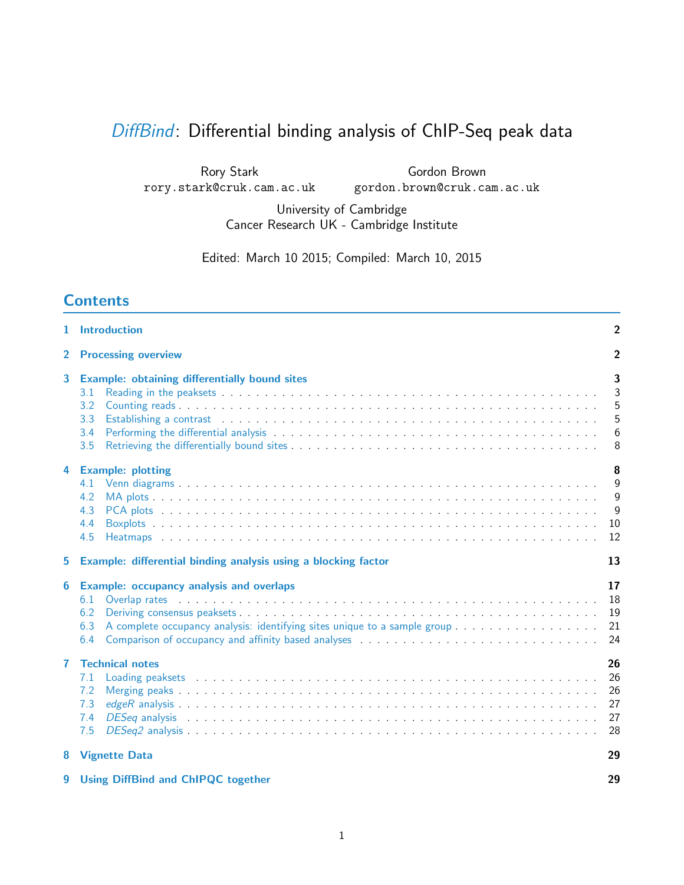# *DiffBind*: Differential binding analysis of ChIP-Seq peak data

Rory Stark
rory.stark@cruk.cam.ac.uk

Gordon Brown
gordon.brown@cruk.cam.ac.uk

University of Cambridge
Cancer Research UK - Cambridge Institute

Edited: March 10 2015; Compiled: March 10, 2015

## Contents

1 Introduction . . . 2

2 Processing overview . . . 2

3 Example: obtaining differentially bound sites . . . 3
- 3.1 Reading in the peaksets . . . 3
- 3.2 Counting reads . . . 5
- 3.3 Establishing a contrast . . . 5
- 3.4 Performing the differential analysis . . . 6
- 3.5 Retrieving the differentially bound sites . . . 8

4 Example: plotting . . . 8
- 4.1 Venn diagrams . . . 9
- 4.2 MA plots . . . 9
- 4.3 PCA plots . . . 9
- 4.4 Boxplots . . . 10
- 4.5 Heatmaps . . . 12

5 Example: differential binding analysis using a blocking factor . . . 13

6 Example: occupancy analysis and overlaps . . . 17
- 6.1 Overlap rates . . . 18
- 6.2 Deriving consensus peaksets . . . 19
- 6.3 A complete occupancy analysis: identifying sites unique to a sample group . . . 21
- 6.4 Comparison of occupancy and affinity based analyses . . . 24

7 Technical notes . . . 26
- 7.1 Loading peaksets . . . 26
- 7.2 Merging peaks . . . 26
- 7.3 *edgeR* analysis . . . 27
- 7.4 *DESeq* analysis . . . 27
- 7.5 *DESeq2* analysis . . . 28

8 Vignette Data . . . 29

9 Using DiffBind and ChIPQC together . . . 29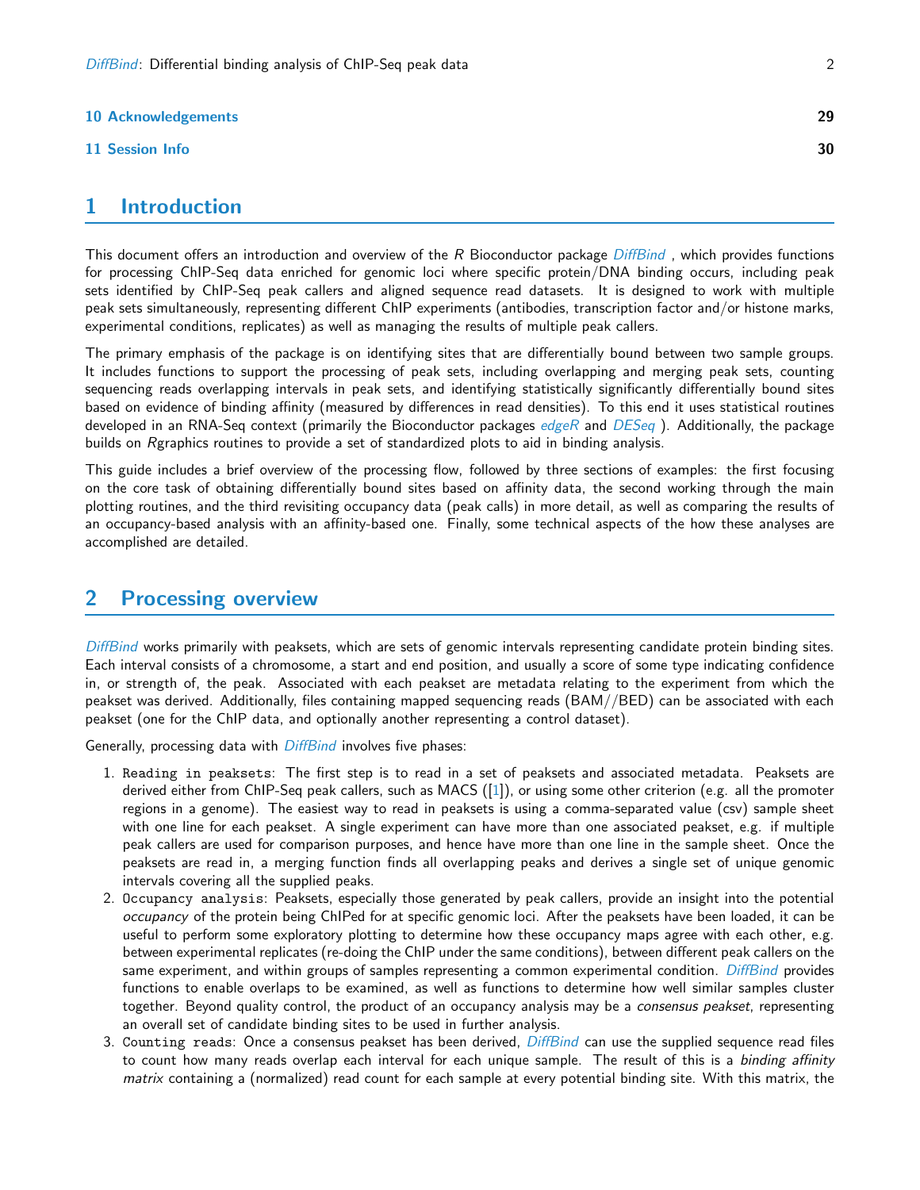10 Acknowledgements 29

11 Session Info 30

## 1 Introduction

This document offers an introduction and overview of the *R* Bioconductor package *DiffBind* , which provides functions for processing ChIP-Seq data enriched for genomic loci where specific protein/DNA binding occurs, including peak sets identified by ChIP-Seq peak callers and aligned sequence read datasets. It is designed to work with multiple peak sets simultaneously, representing different ChIP experiments (antibodies, transcription factor and/or histone marks, experimental conditions, replicates) as well as managing the results of multiple peak callers.

The primary emphasis of the package is on identifying sites that are differentially bound between two sample groups. It includes functions to support the processing of peak sets, including overlapping and merging peak sets, counting sequencing reads overlapping intervals in peak sets, and identifying statistically significantly differentially bound sites based on evidence of binding affinity (measured by differences in read densities). To this end it uses statistical routines developed in an RNA-Seq context (primarily the Bioconductor packages *edgeR* and *DESeq* ). Additionally, the package builds on *R*graphics routines to provide a set of standardized plots to aid in binding analysis.

This guide includes a brief overview of the processing flow, followed by three sections of examples: the first focusing on the core task of obtaining differentially bound sites based on affinity data, the second working through the main plotting routines, and the third revisiting occupancy data (peak calls) in more detail, as well as comparing the results of an occupancy-based analysis with an affinity-based one. Finally, some technical aspects of the how these analyses are accomplished are detailed.

## 2 Processing overview

*DiffBind* works primarily with peaksets, which are sets of genomic intervals representing candidate protein binding sites. Each interval consists of a chromosome, a start and end position, and usually a score of some type indicating confidence in, or strength of, the peak. Associated with each peakset are metadata relating to the experiment from which the peakset was derived. Additionally, files containing mapped sequencing reads (BAM//BED) can be associated with each peakset (one for the ChIP data, and optionally another representing a control dataset).

Generally, processing data with *DiffBind* involves five phases:

1. `Reading in peaksets`: The first step is to read in a set of peaksets and associated metadata. Peaksets are derived either from ChIP-Seq peak callers, such as MACS ([1]), or using some other criterion (e.g. all the promoter regions in a genome). The easiest way to read in peaksets is using a comma-separated value (csv) sample sheet with one line for each peakset. A single experiment can have more than one associated peakset, e.g. if multiple peak callers are used for comparison purposes, and hence have more than one line in the sample sheet. Once the peaksets are read in, a merging function finds all overlapping peaks and derives a single set of unique genomic intervals covering all the supplied peaks.
2. `Occupancy analysis`: Peaksets, especially those generated by peak callers, provide an insight into the potential *occupancy* of the protein being ChIPed for at specific genomic loci. After the peaksets have been loaded, it can be useful to perform some exploratory plotting to determine how these occupancy maps agree with each other, e.g. between experimental replicates (re-doing the ChIP under the same conditions), between different peak callers on the same experiment, and within groups of samples representing a common experimental condition. *DiffBind* provides functions to enable overlaps to be examined, as well as functions to determine how well similar samples cluster together. Beyond quality control, the product of an occupancy analysis may be a *consensus peakset*, representing an overall set of candidate binding sites to be used in further analysis.
3. `Counting reads`: Once a consensus peakset has been derived, *DiffBind* can use the supplied sequence read files to count how many reads overlap each interval for each unique sample. The result of this is a *binding affinity matrix* containing a (normalized) read count for each sample at every potential binding site. With this matrix, the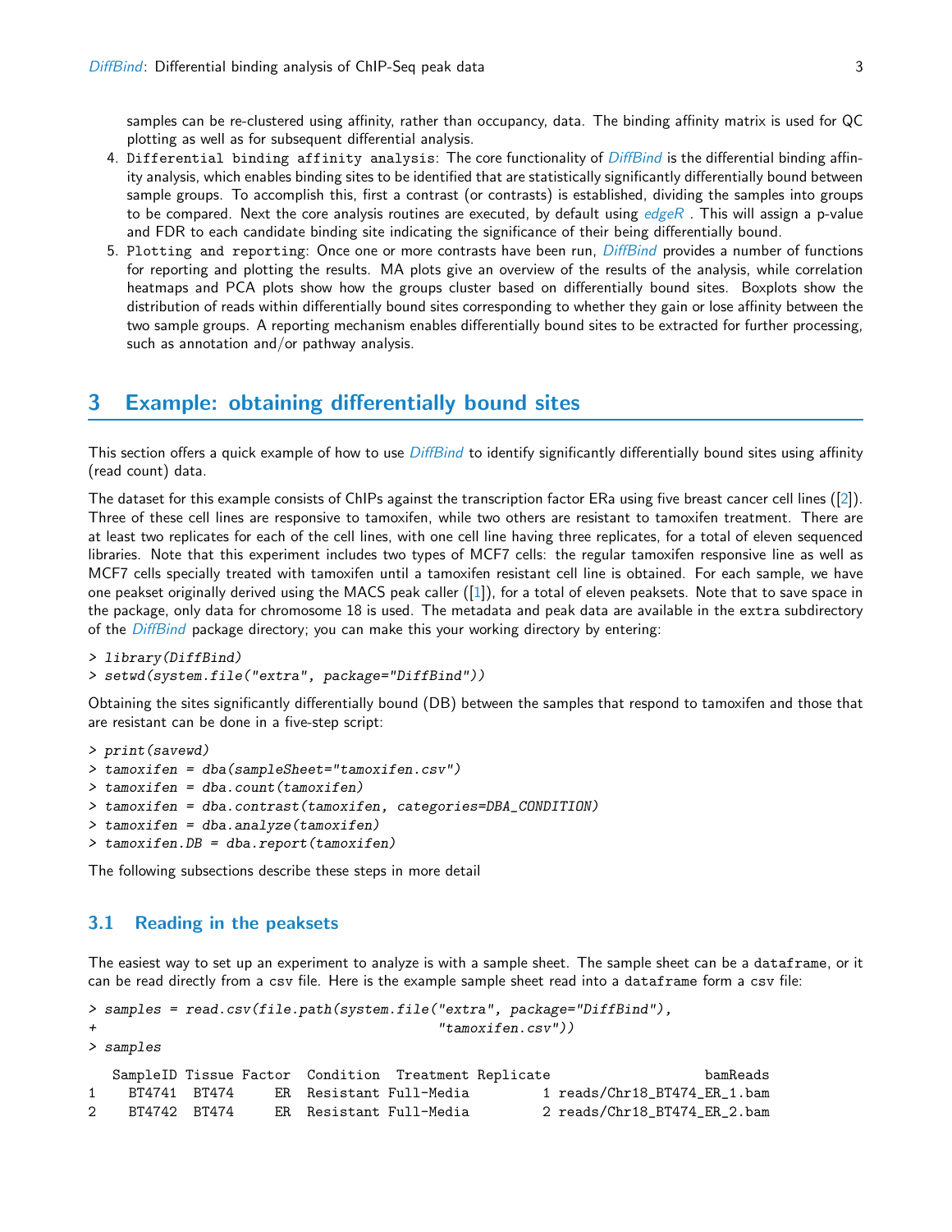samples can be re-clustered using affinity, rather than occupancy, data. The binding affinity matrix is used for QC plotting as well as for subsequent differential analysis.

4. `Differential binding affinity analysis`: The core functionality of *DiffBind* is the differential binding affinity analysis, which enables binding sites to be identified that are statistically significantly differentially bound between sample groups. To accomplish this, first a contrast (or contrasts) is established, dividing the samples into groups to be compared. Next the core analysis routines are executed, by default using *edgeR* . This will assign a p-value and FDR to each candidate binding site indicating the significance of their being differentially bound.
5. `Plotting and reporting`: Once one or more contrasts have been run, *DiffBind* provides a number of functions for reporting and plotting the results. MA plots give an overview of the results of the analysis, while correlation heatmaps and PCA plots show how the groups cluster based on differentially bound sites. Boxplots show the distribution of reads within differentially bound sites corresponding to whether they gain or lose affinity between the two sample groups. A reporting mechanism enables differentially bound sites to be extracted for further processing, such as annotation and/or pathway analysis.

# 3 Example: obtaining differentially bound sites

This section offers a quick example of how to use *DiffBind* to identify significantly differentially bound sites using affinity (read count) data.

The dataset for this example consists of ChIPs against the transcription factor ERa using five breast cancer cell lines ([2]). Three of these cell lines are responsive to tamoxifen, while two others are resistant to tamoxifen treatment. There are at least two replicates for each of the cell lines, with one cell line having three replicates, for a total of eleven sequenced libraries. Note that this experiment includes two types of MCF7 cells: the regular tamoxifen responsive line as well as MCF7 cells specially treated with tamoxifen until a tamoxifen resistant cell line is obtained. For each sample, we have one peakset originally derived using the MACS peak caller ([1]), for a total of eleven peaksets. Note that to save space in the package, only data for chromosome 18 is used. The metadata and peak data are available in the `extra` subdirectory of the *DiffBind* package directory; you can make this your working directory by entering:

```
> library(DiffBind)
> setwd(system.file("extra", package="DiffBind"))
```

Obtaining the sites significantly differentially bound (DB) between the samples that respond to tamoxifen and those that are resistant can be done in a five-step script:

```
> print(savewd)
> tamoxifen = dba(sampleSheet="tamoxifen.csv")
> tamoxifen = dba.count(tamoxifen)
> tamoxifen = dba.contrast(tamoxifen, categories=DBA_CONDITION)
> tamoxifen = dba.analyze(tamoxifen)
> tamoxifen.DB = dba.report(tamoxifen)
```

The following subsections describe these steps in more detail

## 3.1 Reading in the peaksets

The easiest way to set up an experiment to analyze is with a sample sheet. The sample sheet can be a `dataframe`, or it can be read directly from a `csv` file. Here is the example sample sheet read into a `dataframe` form a `csv` file:

```
> samples = read.csv(file.path(system.file("extra", package="DiffBind"),
+                              "tamoxifen.csv"))
> samples
  SampleID Tissue Factor  Condition  Treatment Replicate                  bamReads
1   BT4741  BT474     ER  Resistant Full-Media         1 reads/Chr18_BT474_ER_1.bam
2   BT4742  BT474     ER  Resistant Full-Media         2 reads/Chr18_BT474_ER_2.bam
```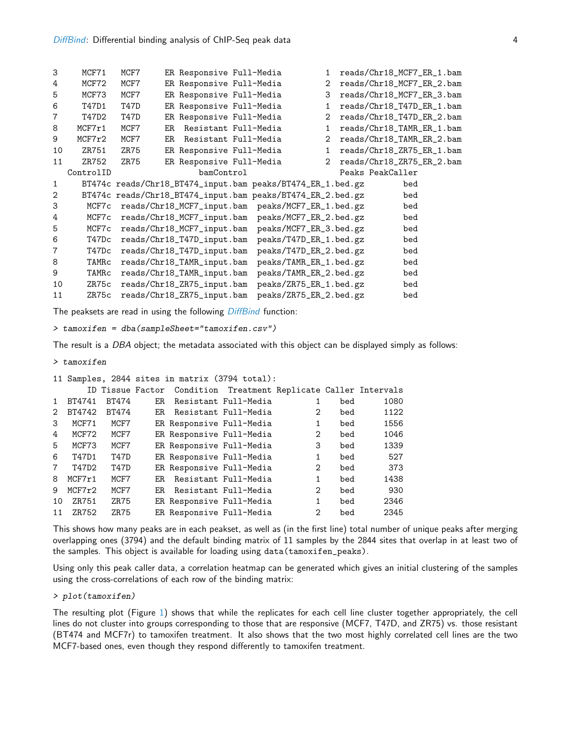```
3     MCF71   MCF7     ER Responsive Full-Media         1  reads/Chr18_MCF7_ER_1.bam
4     MCF72   MCF7     ER Responsive Full-Media         2  reads/Chr18_MCF7_ER_2.bam
5     MCF73   MCF7     ER Responsive Full-Media         3  reads/Chr18_MCF7_ER_3.bam
6     T47D1   T47D     ER Responsive Full-Media         1  reads/Chr18_T47D_ER_1.bam
7     T47D2   T47D     ER Responsive Full-Media         2  reads/Chr18_T47D_ER_2.bam
8    MCF7r1   MCF7     ER  Resistant Full-Media         1  reads/Chr18_TAMR_ER_1.bam
9    MCF7r2   MCF7     ER  Resistant Full-Media         2  reads/Chr18_TAMR_ER_2.bam
10    ZR751   ZR75     ER Responsive Full-Media         1  reads/Chr18_ZR75_ER_1.bam
11    ZR752   ZR75     ER Responsive Full-Media         2  reads/Chr18_ZR75_ER_2.bam
   ControlID              bamControl                          Peaks PeakCaller
1     BT474c reads/Chr18_BT474_input.bam peaks/BT474_ER_1.bed.gz        bed
2     BT474c reads/Chr18_BT474_input.bam peaks/BT474_ER_2.bed.gz        bed
3      MCF7c  reads/Chr18_MCF7_input.bam  peaks/MCF7_ER_1.bed.gz        bed
4      MCF7c  reads/Chr18_MCF7_input.bam  peaks/MCF7_ER_2.bed.gz        bed
5      MCF7c  reads/Chr18_MCF7_input.bam  peaks/MCF7_ER_3.bed.gz        bed
6      T47Dc  reads/Chr18_T47D_input.bam  peaks/T47D_ER_1.bed.gz        bed
7      T47Dc  reads/Chr18_T47D_input.bam  peaks/T47D_ER_2.bed.gz        bed
8      TAMRc  reads/Chr18_TAMR_input.bam  peaks/TAMR_ER_1.bed.gz        bed
9      TAMRc  reads/Chr18_TAMR_input.bam  peaks/TAMR_ER_2.bed.gz        bed
10     ZR75c  reads/Chr18_ZR75_input.bam  peaks/ZR75_ER_1.bed.gz        bed
11     ZR75c  reads/Chr18_ZR75_input.bam  peaks/ZR75_ER_2.bed.gz        bed
```

The peaksets are read in using the following *DiffBind* function:

```
> tamoxifen = dba(sampleSheet="tamoxifen.csv")
```

The result is a *DBA* object; the metadata associated with this object can be displayed simply as follows:

```
> tamoxifen
```

```
11 Samples, 2844 sites in matrix (3794 total):
       ID Tissue Factor  Condition  Treatment Replicate Caller Intervals
1  BT4741  BT474     ER  Resistant Full-Media         1    bed      1080
2  BT4742  BT474     ER  Resistant Full-Media         2    bed      1122
3   MCF71   MCF7     ER Responsive Full-Media         1    bed      1556
4   MCF72   MCF7     ER Responsive Full-Media         2    bed      1046
5   MCF73   MCF7     ER Responsive Full-Media         3    bed      1339
6   T47D1   T47D     ER Responsive Full-Media         1    bed       527
7   T47D2   T47D     ER Responsive Full-Media         2    bed       373
8  MCF7r1   MCF7     ER  Resistant Full-Media         1    bed      1438
9  MCF7r2   MCF7     ER  Resistant Full-Media         2    bed       930
10  ZR751   ZR75     ER Responsive Full-Media         1    bed      2346
11  ZR752   ZR75     ER Responsive Full-Media         2    bed      2345
```

This shows how many peaks are in each peakset, as well as (in the first line) total number of unique peaks after merging overlapping ones (3794) and the default binding matrix of 11 samples by the 2844 sites that overlap in at least two of the samples. This object is available for loading using `data(tamoxifen_peaks)`.

Using only this peak caller data, a correlation heatmap can be generated which gives an initial clustering of the samples using the cross-correlations of each row of the binding matrix:

```
> plot(tamoxifen)
```

The resulting plot (Figure 1) shows that while the replicates for each cell line cluster together appropriately, the cell lines do not cluster into groups corresponding to those that are responsive (MCF7, T47D, and ZR75) vs. those resistant (BT474 and MCF7r) to tamoxifen treatment. It also shows that the two most highly correlated cell lines are the two MCF7-based ones, even though they respond differently to tamoxifen treatment.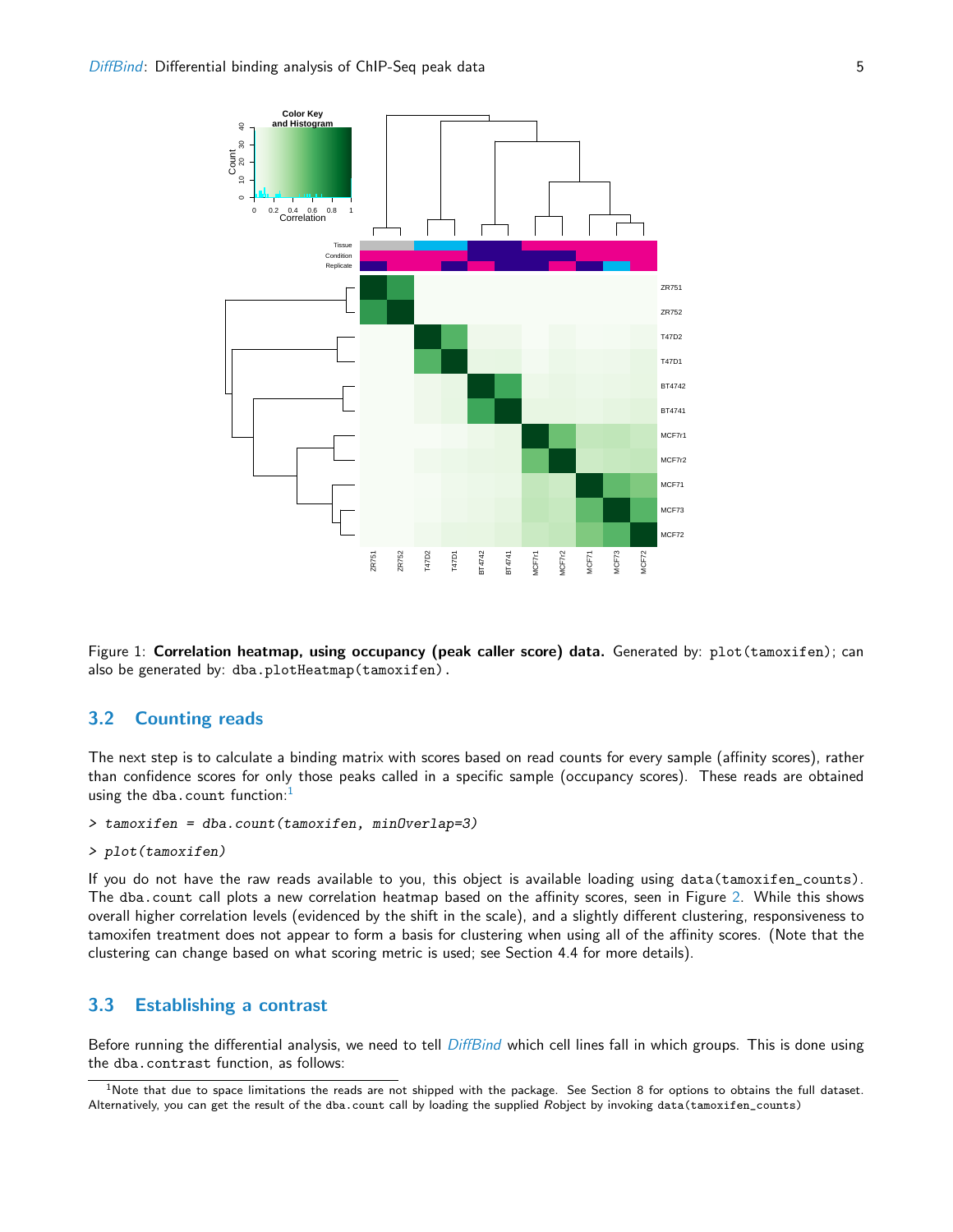Figure 1: **Correlation heatmap, using occupancy (peak caller score) data.** Generated by: `plot(tamoxifen)`; can also be generated by: `dba.plotHeatmap(tamoxifen)`.

## 3.2 Counting reads

The next step is to calculate a binding matrix with scores based on read counts for every sample (affinity scores), rather than confidence scores for only those peaks called in a specific sample (occupancy scores). These reads are obtained using the `dba.count` function:[1]

```
> tamoxifen = dba.count(tamoxifen, minOverlap=3)
> plot(tamoxifen)
```

If you do not have the raw reads available to you, this object is available loading using `data(tamoxifen_counts)`. The `dba.count` call plots a new correlation heatmap based on the affinity scores, seen in Figure 2. While this shows overall higher correlation levels (evidenced by the shift in the scale), and a slightly different clustering, responsiveness to tamoxifen treatment does not appear to form a basis for clustering when using all of the affinity scores. (Note that the clustering can change based on what scoring metric is used; see Section 4.4 for more details).

## 3.3 Establishing a contrast

Before running the differential analysis, we need to tell *DiffBind* which cell lines fall in which groups. This is done using the `dba.contrast` function, as follows:

[1] Note that due to space limitations the reads are not shipped with the package. See Section 8 for options to obtains the full dataset. Alternatively, you can get the result of the `dba.count` call by loading the supplied *R*object by invoking `data(tamoxifen_counts)`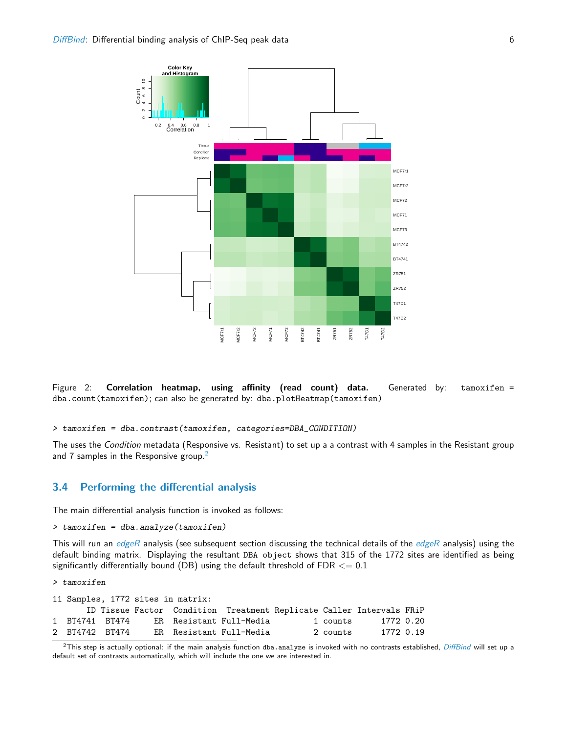Figure 2: **Correlation heatmap, using affinity (read count) data.** Generated by: tamoxifen = dba.count(tamoxifen); can also be generated by: dba.plotHeatmap(tamoxifen)

```
> tamoxifen = dba.contrast(tamoxifen, categories=DBA_CONDITION)
```

The uses the *Condition* metadata (Responsive vs. Resistant) to set up a a contrast with 4 samples in the Resistant group and 7 samples in the Responsive group.[2]

## 3.4 Performing the differential analysis

The main differential analysis function is invoked as follows:

```
> tamoxifen = dba.analyze(tamoxifen)
```

This will run an *edgeR* analysis (see subsequent section discussing the technical details of the *edgeR* analysis) using the default binding matrix. Displaying the resultant DBA object shows that 315 of the 1772 sites are identified as being significantly differentially bound (DB) using the default threshold of FDR <= 0.1

```
> tamoxifen
```

```
11 Samples, 1772 sites in matrix:
      ID Tissue Factor  Condition  Treatment Replicate Caller Intervals FRiP
1  BT4741  BT474     ER  Resistant Full-Media         1 counts      1772 0.20
2  BT4742  BT474     ER  Resistant Full-Media         2 counts      1772 0.19
```

[2] This step is actually optional: if the main analysis function dba.analyze is invoked with no contrasts established, *DiffBind* will set up a default set of contrasts automatically, which will include the one we are interested in.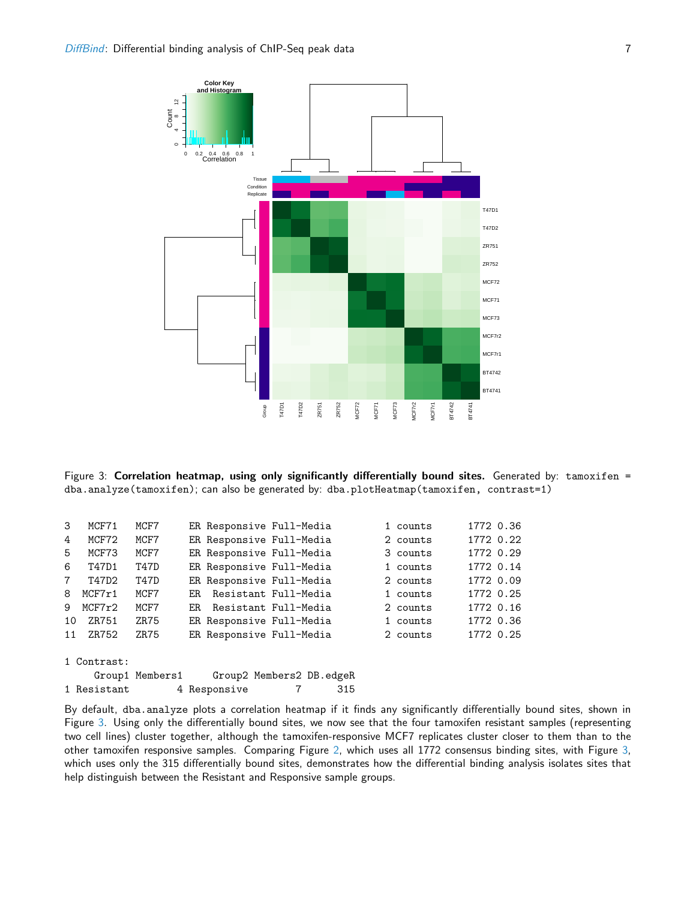Figure 3: **Correlation heatmap, using only significantly differentially bound sites.** Generated by: `tamoxifen = dba.analyze(tamoxifen)`; can also be generated by: `dba.plotHeatmap(tamoxifen, contrast=1)`

```
3   MCF71   MCF7    ER Responsive Full-Media         1 counts     1772 0.36
4   MCF72   MCF7    ER Responsive Full-Media         2 counts     1772 0.22
5   MCF73   MCF7    ER Responsive Full-Media         3 counts     1772 0.29
6   T47D1   T47D    ER Responsive Full-Media         1 counts     1772 0.14
7   T47D2   T47D    ER Responsive Full-Media         2 counts     1772 0.09
8  MCF7r1   MCF7    ER  Resistant Full-Media         1 counts     1772 0.25
9  MCF7r2   MCF7    ER  Resistant Full-Media         2 counts     1772 0.16
10  ZR751   ZR75    ER Responsive Full-Media         1 counts     1772 0.36
11  ZR752   ZR75    ER Responsive Full-Media         2 counts     1772 0.25

1 Contrast:
      Group1 Members1     Group2 Members2 DB.edgeR
1 Resistant        4 Responsive        7      315
```

By default, dba.analyze plots a correlation heatmap if it finds any significantly differentially bound sites, shown in Figure 3. Using only the differentially bound sites, we now see that the four tamoxifen resistant samples (representing two cell lines) cluster together, although the tamoxifen-responsive MCF7 replicates cluster closer to them than to the other tamoxifen responsive samples. Comparing Figure 2, which uses all 1772 consensus binding sites, with Figure 3, which uses only the 315 differentially bound sites, demonstrates how the differential binding analysis isolates sites that help distinguish between the Resistant and Responsive sample groups.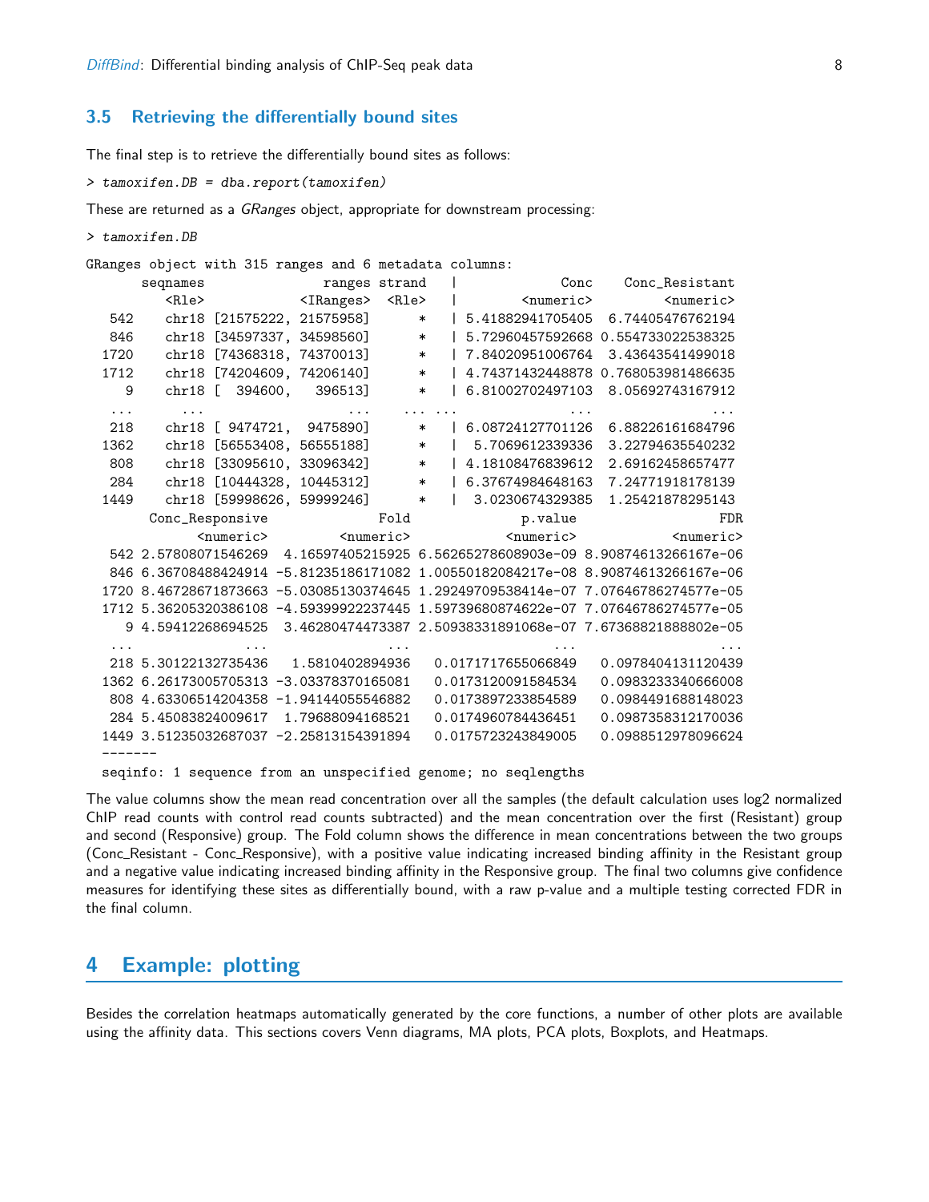### 3.5 Retrieving the differentially bound sites

The final step is to retrieve the differentially bound sites as follows:

```
> tamoxifen.DB = dba.report(tamoxifen)
```

These are returned as a *GRanges* object, appropriate for downstream processing:

```
> tamoxifen.DB
```

```
GRanges object with 315 ranges and 6 metadata columns:
       seqnames               ranges strand   |             Conc    Conc_Resistant
          <Rle>            <IRanges>  <Rle>   |        <numeric>         <numeric>
   542    chr18 [21575222, 21575958]      *   | 5.41882941705405  6.74405476762194
   846    chr18 [34597337, 34598560]      *   | 5.72960457592668 0.554733022538325
  1720    chr18 [74368318, 74370013]      *   | 7.84020951006764  3.43643541499018
  1712    chr18 [74204609, 74206140]      *   | 4.74371432448878 0.768053981486635
     9    chr18 [  394600,   396513]      *   | 6.81002702497103  8.05692743167912
   ...      ...                  ...    ... ...              ...               ...
   218    chr18 [ 9474721,  9475890]      *   | 6.08724127701126  6.88226161684796
  1362    chr18 [56553408, 56555188]      *   |  5.7069612339336  3.22794635540232
   808    chr18 [33095610, 33096342]      *   | 4.18108476839612  2.69162458657477
   284    chr18 [10444328, 10445312]      *   | 6.37674984648163  7.24771918178139
  1449    chr18 [59998626, 59999246]      *   |  3.0230674329385  1.25421878295143
        Conc_Responsive              Fold              p.value                  FDR
              <numeric>         <numeric>            <numeric>            <numeric>
   542 2.57808071546269  4.16597405215925 6.56265278608903e-09 8.90874613266167e-06
   846 6.36708488424914 -5.81235186171082 1.00550182084217e-08 8.90874613266167e-06
  1720 8.46728671873663 -5.03085130374645 1.29249709538414e-07 7.07646786274577e-05
  1712 5.36205320386108 -4.59399922237445 1.59739680874622e-07 7.07646786274577e-05
     9 4.59412268694525  3.46280474473387 2.50938331891068e-07 7.67368821888802e-05
   ...              ...               ...                  ...                  ...
   218 5.30122132735436   1.5810402894936   0.0171717655066849   0.0978404131120439
  1362 6.26173005705313 -3.03378370165081   0.0173120091584534   0.0983233340666008
   808 4.63306514204358 -1.94144055546882   0.0173897233854589   0.0984491688148023
   284 5.45083824009617  1.79688094168521   0.0174960784436451   0.0987358312170036
  1449 3.51235032687037 -2.25813154391894   0.0175723243849005   0.0988512978096624
  -------
  seqinfo: 1 sequence from an unspecified genome; no seqlengths
```

The value columns show the mean read concentration over all the samples (the default calculation uses log2 normalized ChIP read counts with control read counts subtracted) and the mean concentration over the first (Resistant) group and second (Responsive) group. The Fold column shows the difference in mean concentrations between the two groups (Conc_Resistant - Conc_Responsive), with a positive value indicating increased binding affinity in the Resistant group and a negative value indicating increased binding affinity in the Responsive group. The final two columns give confidence measures for identifying these sites as differentially bound, with a raw p-value and a multiple testing corrected FDR in the final column.

# 4 Example: plotting

Besides the correlation heatmaps automatically generated by the core functions, a number of other plots are available using the affinity data. This sections covers Venn diagrams, MA plots, PCA plots, Boxplots, and Heatmaps.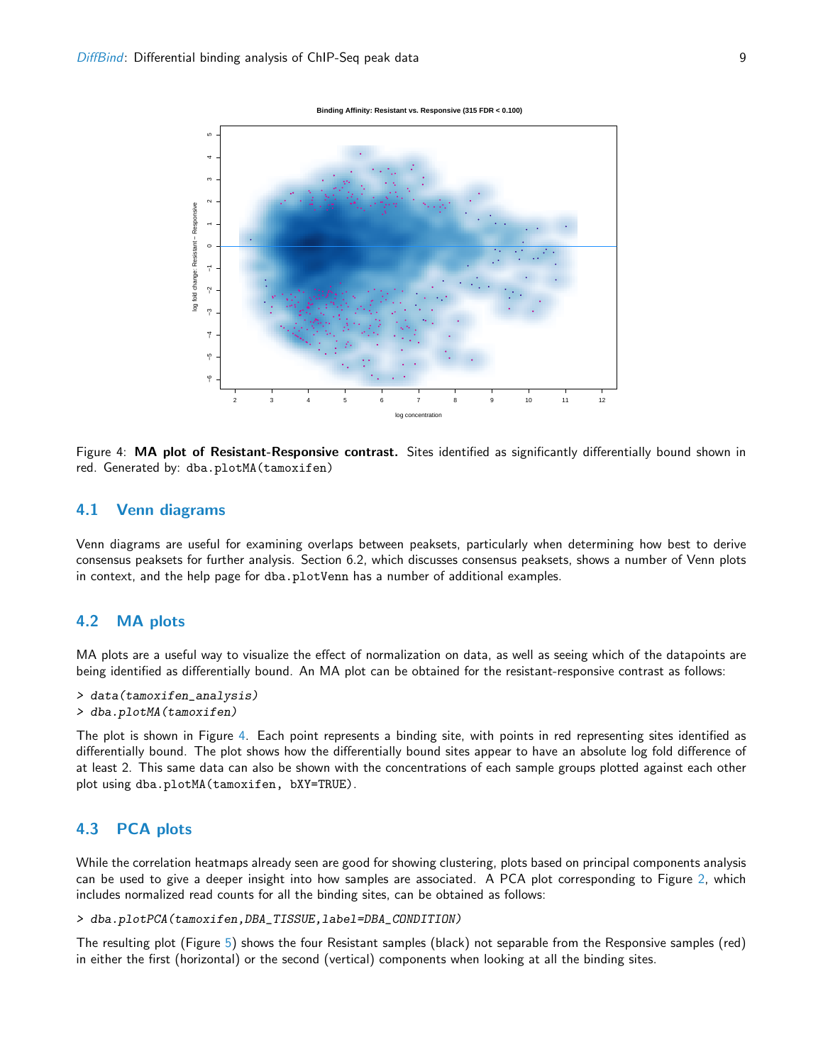Figure 4: **MA plot of Resistant-Responsive contrast.** Sites identified as significantly differentially bound shown in red. Generated by: `dba.plotMA(tamoxifen)`

## 4.1 Venn diagrams

Venn diagrams are useful for examining overlaps between peaksets, particularly when determining how best to derive consensus peaksets for further analysis. Section 6.2, which discusses consensus peaksets, shows a number of Venn plots in context, and the help page for `dba.plotVenn` has a number of additional examples.

## 4.2 MA plots

MA plots are a useful way to visualize the effect of normalization on data, as well as seeing which of the datapoints are being identified as differentially bound. An MA plot can be obtained for the resistant-responsive contrast as follows:

```
> data(tamoxifen_analysis)
> dba.plotMA(tamoxifen)
```

The plot is shown in Figure 4. Each point represents a binding site, with points in red representing sites identified as differentially bound. The plot shows how the differentially bound sites appear to have an absolute log fold difference of at least 2. This same data can also be shown with the concentrations of each sample groups plotted against each other plot using `dba.plotMA(tamoxifen, bXY=TRUE)`.

## 4.3 PCA plots

While the correlation heatmaps already seen are good for showing clustering, plots based on principal components analysis can be used to give a deeper insight into how samples are associated. A PCA plot corresponding to Figure 2, which includes normalized read counts for all the binding sites, can be obtained as follows:

```
> dba.plotPCA(tamoxifen,DBA_TISSUE,label=DBA_CONDITION)
```

The resulting plot (Figure 5) shows the four Resistant samples (black) not separable from the Responsive samples (red) in either the first (horizontal) or the second (vertical) components when looking at all the binding sites.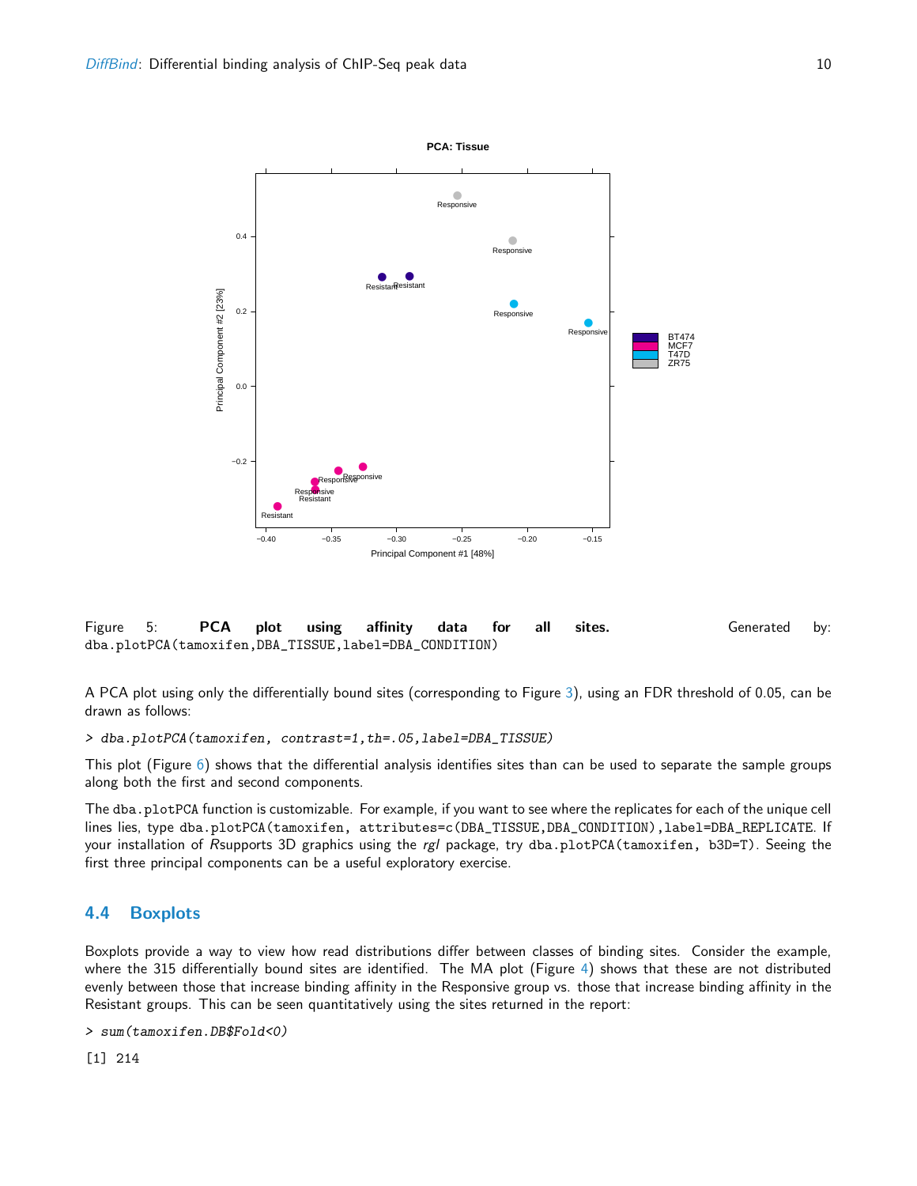Figure 5: **PCA plot using affinity data for all sites.** Generated by: `dba.plotPCA(tamoxifen,DBA_TISSUE,label=DBA_CONDITION)`

A PCA plot using only the differentially bound sites (corresponding to Figure 3), using an FDR threshold of 0.05, can be drawn as follows:

```
> dba.plotPCA(tamoxifen, contrast=1,th=.05,label=DBA_TISSUE)
```

This plot (Figure 6) shows that the differential analysis identifies sites than can be used to separate the sample groups along both the first and second components.

The `dba.plotPCA` function is customizable. For example, if you want to see where the replicates for each of the unique cell lines lies, type `dba.plotPCA(tamoxifen, attributes=c(DBA_TISSUE,DBA_CONDITION),label=DBA_REPLICATE`. If your installation of *R*supports 3D graphics using the *rgl* package, try `dba.plotPCA(tamoxifen, b3D=T)`. Seeing the first three principal components can be a useful exploratory exercise.

## 4.4 Boxplots

Boxplots provide a way to view how read distributions differ between classes of binding sites. Consider the example, where the 315 differentially bound sites are identified. The MA plot (Figure 4) shows that these are not distributed evenly between those that increase binding affinity in the Responsive group vs. those that increase binding affinity in the Resistant groups. This can be seen quantitatively using the sites returned in the report:

```
> sum(tamoxifen.DB$Fold<0)

[1] 214
```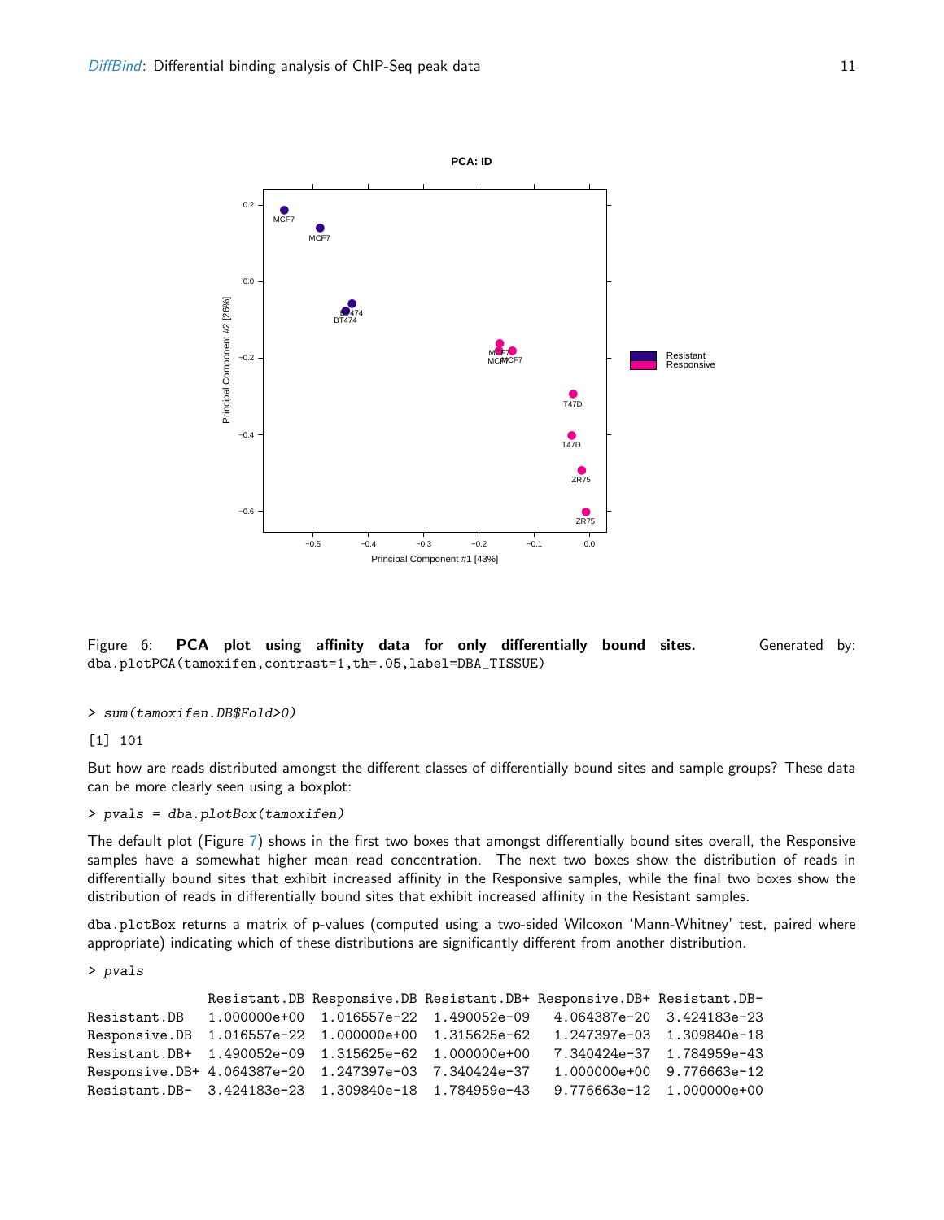Figure 6: **PCA plot using affinity data for only differentially bound sites.** Generated by: dba.plotPCA(tamoxifen,contrast=1,th=.05,label=DBA_TISSUE)

```
> sum(tamoxifen.DB$Fold>0)
[1] 101
```

But how are reads distributed amongst the different classes of differentially bound sites and sample groups? These data can be more clearly seen using a boxplot:

```
> pvals = dba.plotBox(tamoxifen)
```

The default plot (Figure 7) shows in the first two boxes that amongst differentially bound sites overall, the Responsive samples have a somewhat higher mean read concentration. The next two boxes show the distribution of reads in differentially bound sites that exhibit increased affinity in the Responsive samples, while the final two boxes show the distribution of reads in differentially bound sites that exhibit increased affinity in the Resistant samples.

dba.plotBox returns a matrix of p-values (computed using a two-sided Wilcoxon 'Mann-Whitney' test, paired where appropriate) indicating which of these distributions are significantly different from another distribution.

```
> pvals
                Resistant.DB Responsive.DB Resistant.DB+ Responsive.DB+ Resistant.DB-
Resistant.DB    1.000000e+00  1.016557e-22  1.490052e-09   4.064387e-20  3.424183e-23
Responsive.DB   1.016557e-22  1.000000e+00  1.315625e-62   1.247397e-03  1.309840e-18
Resistant.DB+   1.490052e-09  1.315625e-62  1.000000e+00   7.340424e-37  1.784959e-43
Responsive.DB+ 4.064387e-20  1.247397e-03  7.340424e-37   1.000000e+00  9.776663e-12
Resistant.DB-   3.424183e-23  1.309840e-18  1.784959e-43   9.776663e-12  1.000000e+00
```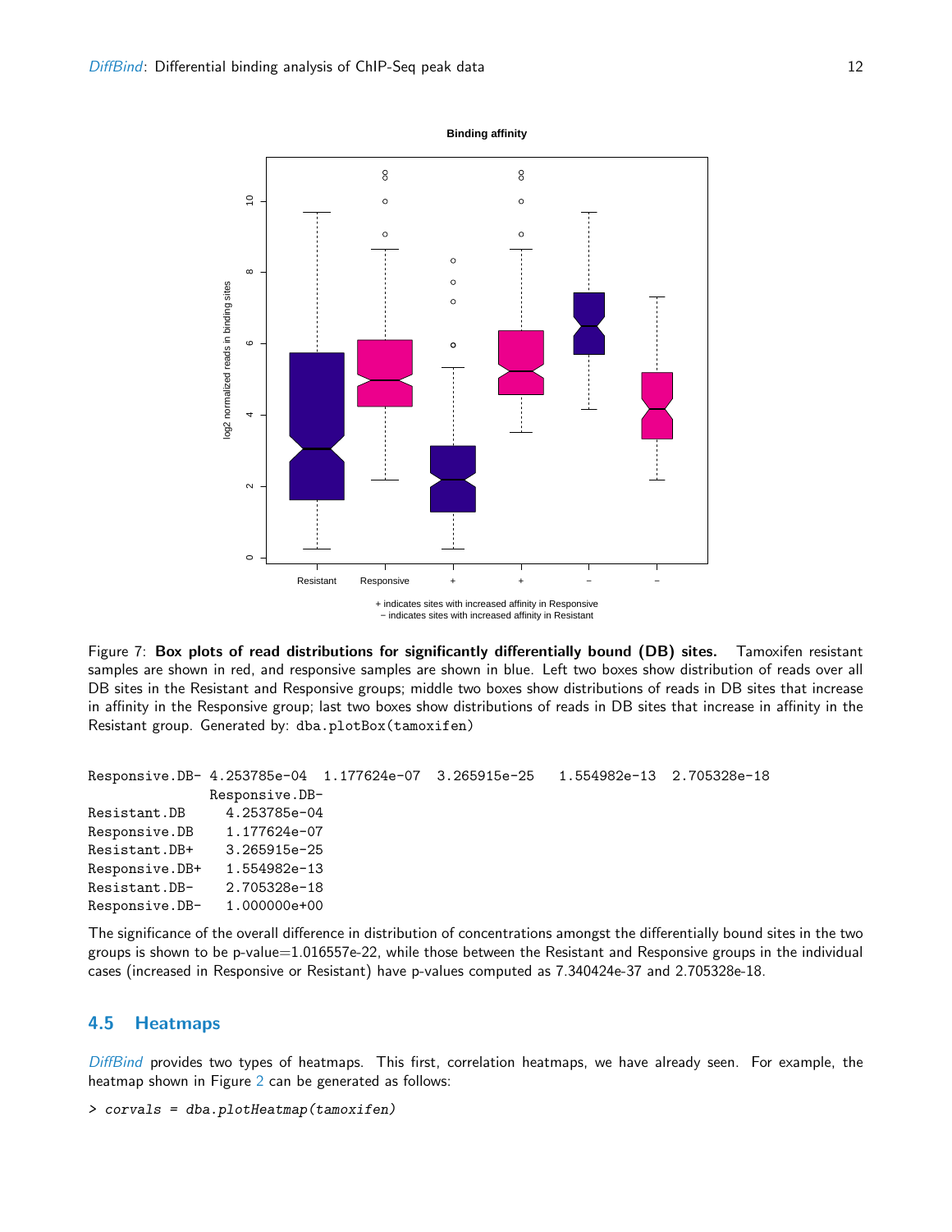Figure 7: **Box plots of read distributions for significantly differentially bound (DB) sites.** Tamoxifen resistant samples are shown in red, and responsive samples are shown in blue. Left two boxes show distribution of reads over all DB sites in the Resistant and Responsive groups; middle two boxes show distributions of reads in DB sites that increase in affinity in the Responsive group; last two boxes show distributions of reads in DB sites that increase in affinity in the Resistant group. Generated by: dba.plotBox(tamoxifen)

```
Responsive.DB- 4.253785e-04  1.177624e-07  3.265915e-25   1.554982e-13  2.705328e-18
               Responsive.DB-
Resistant.DB     4.253785e-04
Responsive.DB    1.177624e-07
Resistant.DB+    3.265915e-25
Responsive.DB+   1.554982e-13
Resistant.DB-    2.705328e-18
Responsive.DB-   1.000000e+00
```

The significance of the overall difference in distribution of concentrations amongst the differentially bound sites in the two groups is shown to be p-value=1.016557e-22, while those between the Resistant and Responsive groups in the individual cases (increased in Responsive or Resistant) have p-values computed as 7.340424e-37 and 2.705328e-18.

## 4.5 Heatmaps

*DiffBind* provides two types of heatmaps. This first, correlation heatmaps, we have already seen. For example, the heatmap shown in Figure 2 can be generated as follows:

```
> corvals = dba.plotHeatmap(tamoxifen)
```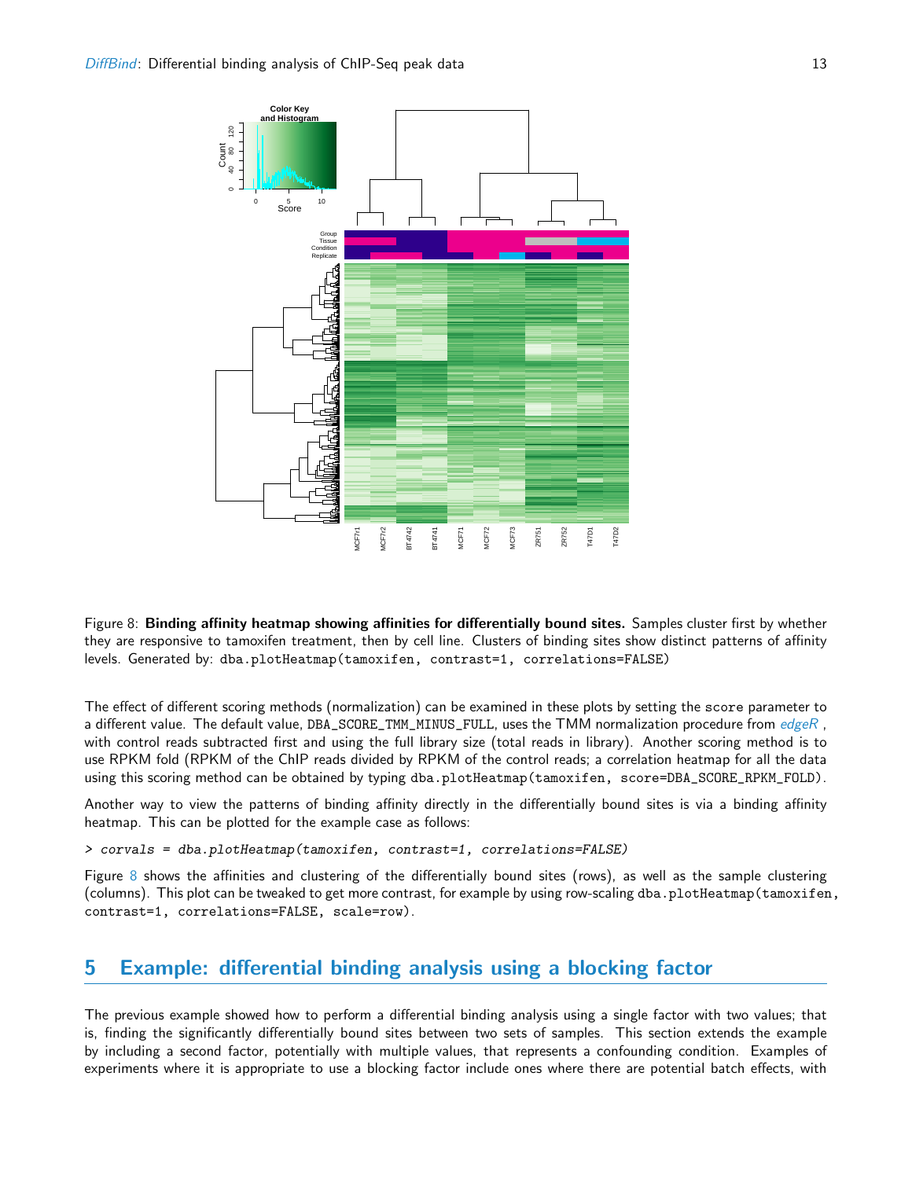Figure 8: **Binding affinity heatmap showing affinities for differentially bound sites.** Samples cluster first by whether they are responsive to tamoxifen treatment, then by cell line. Clusters of binding sites show distinct patterns of affinity levels. Generated by: `dba.plotHeatmap(tamoxifen, contrast=1, correlations=FALSE)`

The effect of different scoring methods (normalization) can be examined in these plots by setting the `score` parameter to a different value. The default value, `DBA_SCORE_TMM_MINUS_FULL`, uses the TMM normalization procedure from *edgeR* , with control reads subtracted first and using the full library size (total reads in library). Another scoring method is to use RPKM fold (RPKM of the ChIP reads divided by RPKM of the control reads; a correlation heatmap for all the data using this scoring method can be obtained by typing `dba.plotHeatmap(tamoxifen, score=DBA_SCORE_RPKM_FOLD)`.

Another way to view the patterns of binding affinity directly in the differentially bound sites is via a binding affinity heatmap. This can be plotted for the example case as follows:

```
> corvals = dba.plotHeatmap(tamoxifen, contrast=1, correlations=FALSE)
```

Figure 8 shows the affinities and clustering of the differentially bound sites (rows), as well as the sample clustering (columns). This plot can be tweaked to get more contrast, for example by using row-scaling `dba.plotHeatmap(tamoxifen, contrast=1, correlations=FALSE, scale=row)`.

## 5 Example: differential binding analysis using a blocking factor

The previous example showed how to perform a differential binding analysis using a single factor with two values; that is, finding the significantly differentially bound sites between two sets of samples. This section extends the example by including a second factor, potentially with multiple values, that represents a confounding condition. Examples of experiments where it is appropriate to use a blocking factor include ones where there are potential batch effects, with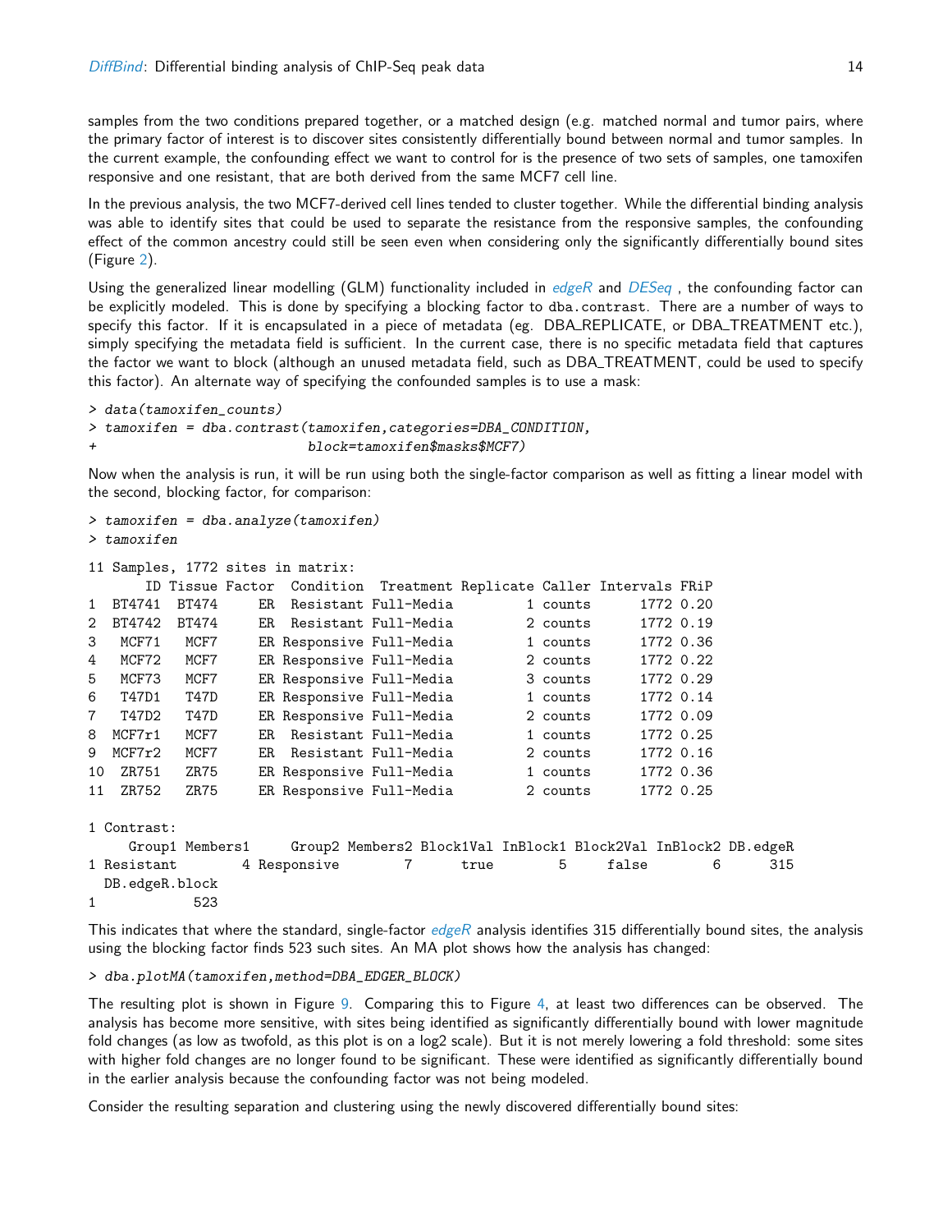samples from the two conditions prepared together, or a matched design (e.g. matched normal and tumor pairs, where the primary factor of interest is to discover sites consistently differentially bound between normal and tumor samples. In the current example, the confounding effect we want to control for is the presence of two sets of samples, one tamoxifen responsive and one resistant, that are both derived from the same MCF7 cell line.

In the previous analysis, the two MCF7-derived cell lines tended to cluster together. While the differential binding analysis was able to identify sites that could be used to separate the resistance from the responsive samples, the confounding effect of the common ancestry could still be seen even when considering only the significantly differentially bound sites (Figure 2).

Using the generalized linear modelling (GLM) functionality included in *edgeR* and *DESeq* , the confounding factor can be explicitly modeled. This is done by specifying a blocking factor to `dba.contrast`. There are a number of ways to specify this factor. If it is encapsulated in a piece of metadata (eg. DBA_REPLICATE, or DBA_TREATMENT etc.), simply specifying the metadata field is sufficient. In the current case, there is no specific metadata field that captures the factor we want to block (although an unused metadata field, such as DBA_TREATMENT, could be used to specify this factor). An alternate way of specifying the confounded samples is to use a mask:

```
> data(tamoxifen_counts)
> tamoxifen = dba.contrast(tamoxifen,categories=DBA_CONDITION,
+                          block=tamoxifen$masks$MCF7)
```

Now when the analysis is run, it will be run using both the single-factor comparison as well as fitting a linear model with the second, blocking factor, for comparison:

```
> tamoxifen = dba.analyze(tamoxifen)
> tamoxifen

11 Samples, 1772 sites in matrix:
       ID Tissue Factor  Condition  Treatment Replicate Caller Intervals FRiP
1  BT4741  BT474     ER  Resistant Full-Media         1 counts      1772 0.20
2  BT4742  BT474     ER  Resistant Full-Media         2 counts      1772 0.19
3   MCF71   MCF7     ER Responsive Full-Media         1 counts      1772 0.36
4   MCF72   MCF7     ER Responsive Full-Media         2 counts      1772 0.22
5   MCF73   MCF7     ER Responsive Full-Media         3 counts      1772 0.29
6   T47D1   T47D     ER Responsive Full-Media         1 counts      1772 0.14
7   T47D2   T47D     ER Responsive Full-Media         2 counts      1772 0.09
8  MCF7r1   MCF7     ER  Resistant Full-Media         1 counts      1772 0.25
9  MCF7r2   MCF7     ER  Resistant Full-Media         2 counts      1772 0.16
10  ZR751   ZR75     ER Responsive Full-Media         1 counts      1772 0.36
11  ZR752   ZR75     ER Responsive Full-Media         2 counts      1772 0.25

1 Contrast:
     Group1 Members1     Group2 Members2 Block1Val InBlock1 Block2Val InBlock2 DB.edgeR
1 Resistant        4 Responsive        7      true        5     false        6      315
  DB.edgeR.block
1            523
```

This indicates that where the standard, single-factor *edgeR* analysis identifies 315 differentially bound sites, the analysis using the blocking factor finds 523 such sites. An MA plot shows how the analysis has changed:

```
> dba.plotMA(tamoxifen,method=DBA_EDGER_BLOCK)
```

The resulting plot is shown in Figure 9. Comparing this to Figure 4, at least two differences can be observed. The analysis has become more sensitive, with sites being identified as significantly differentially bound with lower magnitude fold changes (as low as twofold, as this plot is on a log2 scale). But it is not merely lowering a fold threshold: some sites with higher fold changes are no longer found to be significant. These were identified as significantly differentially bound in the earlier analysis because the confounding factor was not being modeled.

Consider the resulting separation and clustering using the newly discovered differentially bound sites: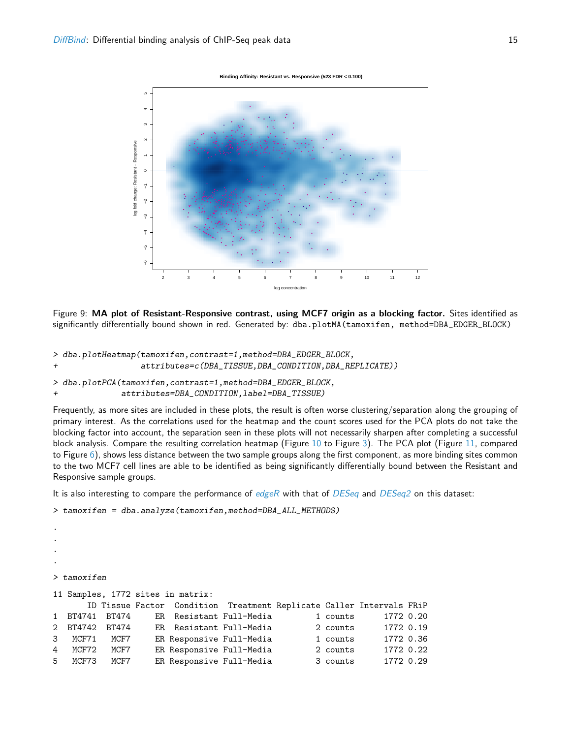Figure 9: **MA plot of Resistant-Responsive contrast, using MCF7 origin as a blocking factor.** Sites identified as significantly differentially bound shown in red. Generated by: dba.plotMA(tamoxifen, method=DBA_EDGER_BLOCK)

```
> dba.plotHeatmap(tamoxifen,contrast=1,method=DBA_EDGER_BLOCK,
+                 attributes=c(DBA_TISSUE,DBA_CONDITION,DBA_REPLICATE))
> dba.plotPCA(tamoxifen,contrast=1,method=DBA_EDGER_BLOCK,
+             attributes=DBA_CONDITION,label=DBA_TISSUE)
```

Frequently, as more sites are included in these plots, the result is often worse clustering/separation along the grouping of primary interest. As the correlations used for the heatmap and the count scores used for the PCA plots do not take the blocking factor into account, the separation seen in these plots will not necessarily sharpen after completing a successful block analysis. Compare the resulting correlation heatmap (Figure 10 to Figure 3). The PCA plot (Figure 11, compared to Figure 6), shows less distance between the two sample groups along the first component, as more binding sites common to the two MCF7 cell lines are able to be identified as being significantly differentially bound between the Resistant and Responsive sample groups.

It is also interesting to compare the performance of *edgeR* with that of *DESeq* and *DESeq2* on this dataset:

```
> tamoxifen = dba.analyze(tamoxifen,method=DBA_ALL_METHODS)
.
.
.
.
> tamoxifen
11 Samples, 1772 sites in matrix:
      ID Tissue Factor  Condition  Treatment Replicate Caller Intervals FRiP
1 BT4741  BT474     ER  Resistant Full-Media         1 counts      1772 0.20
2 BT4742  BT474     ER  Resistant Full-Media         2 counts      1772 0.19
3  MCF71   MCF7     ER Responsive Full-Media         1 counts      1772 0.36
4  MCF72   MCF7     ER Responsive Full-Media         2 counts      1772 0.22
5  MCF73   MCF7     ER Responsive Full-Media         3 counts      1772 0.29
```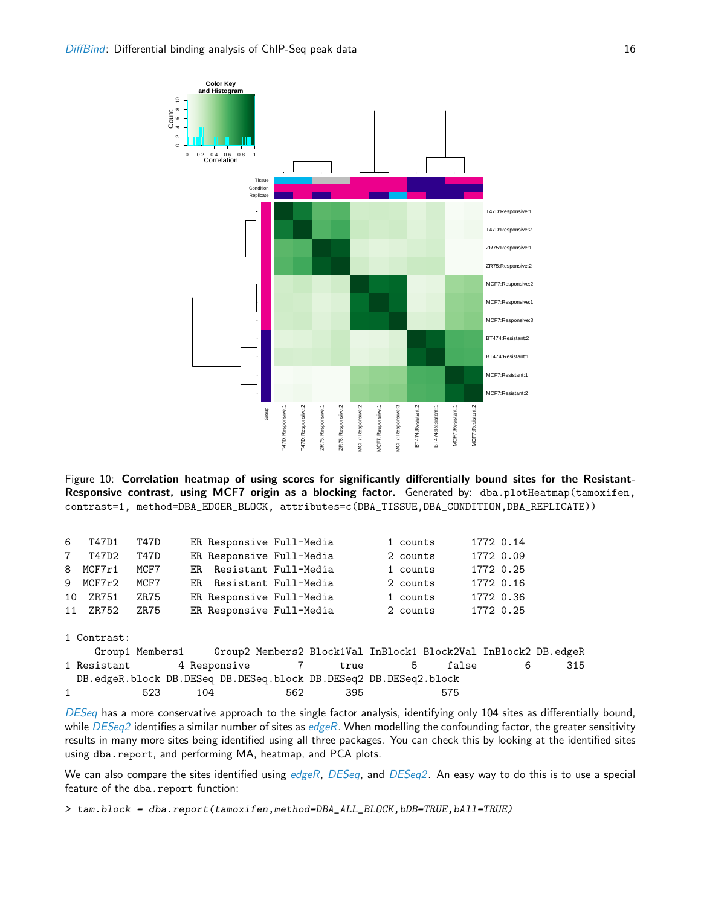Figure 10: **Correlation heatmap of using scores for significantly differentially bound sites for the Resistant-Responsive contrast, using MCF7 origin as a blocking factor.** Generated by: `dba.plotHeatmap(tamoxifen, contrast=1, method=DBA_EDGER_BLOCK, attributes=c(DBA_TISSUE,DBA_CONDITION,DBA_REPLICATE))`

```
6   T47D1   T47D     ER Responsive Full-Media          1 counts      1772 0.14
7   T47D2   T47D     ER Responsive Full-Media          2 counts      1772 0.09
8  MCF7r1   MCF7     ER  Resistant Full-Media          1 counts      1772 0.25
9  MCF7r2   MCF7     ER  Resistant Full-Media          2 counts      1772 0.16
10  ZR751   ZR75     ER Responsive Full-Media          1 counts      1772 0.36
11  ZR752   ZR75     ER Responsive Full-Media          2 counts      1772 0.25

1 Contrast:
      Group1 Members1     Group2 Members2 Block1Val InBlock1 Block2Val InBlock2 DB.edgeR
1 Resistant        4 Responsive       7      true        5     false        6      315
  DB.edgeR.block DB.DESeq DB.DESeq.block DB.DESeq2 DB.DESeq2.block
1            523      104            562       395             575
```

*DESeq* has a more conservative approach to the single factor analysis, identifying only 104 sites as differentially bound, while *DESeq2* identifies a similar number of sites as *edgeR*. When modelling the confounding factor, the greater sensitivity results in many more sites being identified using all three packages. You can check this by looking at the identified sites using `dba.report`, and performing MA, heatmap, and PCA plots.

We can also compare the sites identified using *edgeR*, *DESeq*, and *DESeq2*. An easy way to do this is to use a special feature of the `dba.report` function:

```
> tam.block = dba.report(tamoxifen,method=DBA_ALL_BLOCK,bDB=TRUE,bAll=TRUE)
```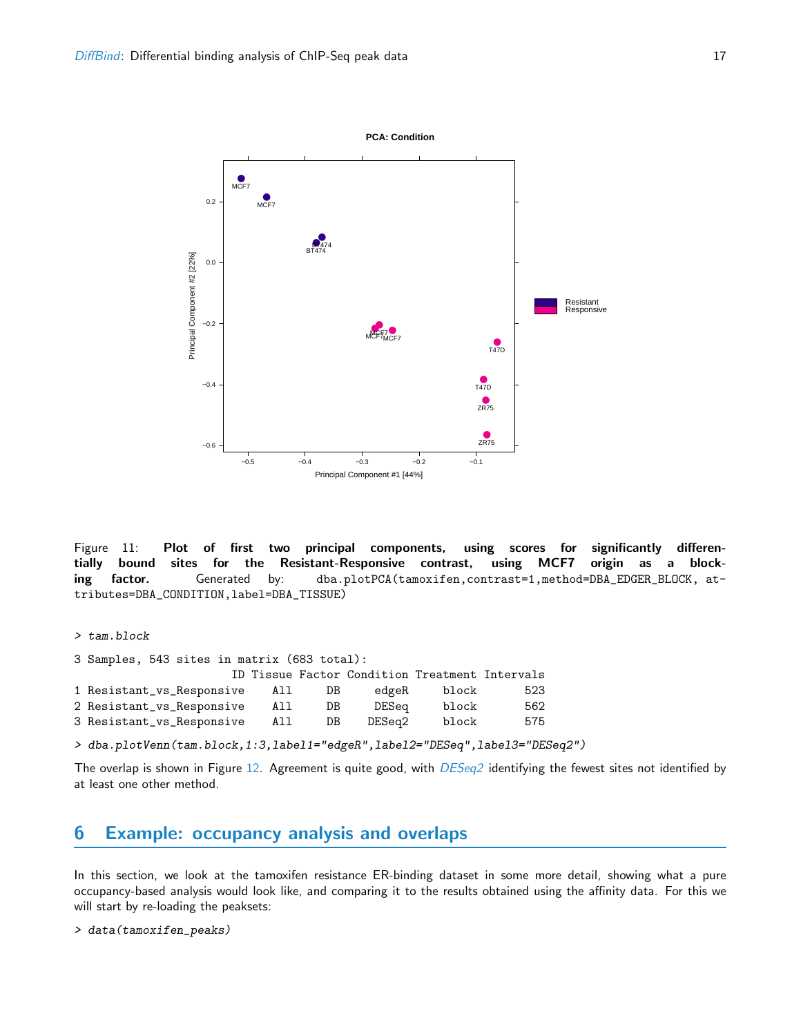Figure 11: **Plot of first two principal components, using scores for significantly differentially bound sites for the Resistant-Responsive contrast, using MCF7 origin as a blocking factor.** Generated by: `dba.plotPCA(tamoxifen,contrast=1,method=DBA_EDGER_BLOCK, attributes=DBA_CONDITION,label=DBA_TISSUE)`

```
> tam.block
```

```
3 Samples, 543 sites in matrix (683 total):
                       ID Tissue Factor Condition Treatment Intervals
1 Resistant_vs_Responsive    All     DB     edgeR     block       523
2 Resistant_vs_Responsive    All     DB     DESeq     block       562
3 Resistant_vs_Responsive    All     DB    DESeq2     block       575
```

```
> dba.plotVenn(tam.block,1:3,label1="edgeR",label2="DESeq",label3="DESeq2")
```

The overlap is shown in Figure 12. Agreement is quite good, with *DESeq2* identifying the fewest sites not identified by at least one other method.

## 6 Example: occupancy analysis and overlaps

In this section, we look at the tamoxifen resistance ER-binding dataset in some more detail, showing what a pure occupancy-based analysis would look like, and comparing it to the results obtained using the affinity data. For this we will start by re-loading the peaksets:

```
> data(tamoxifen_peaks)
```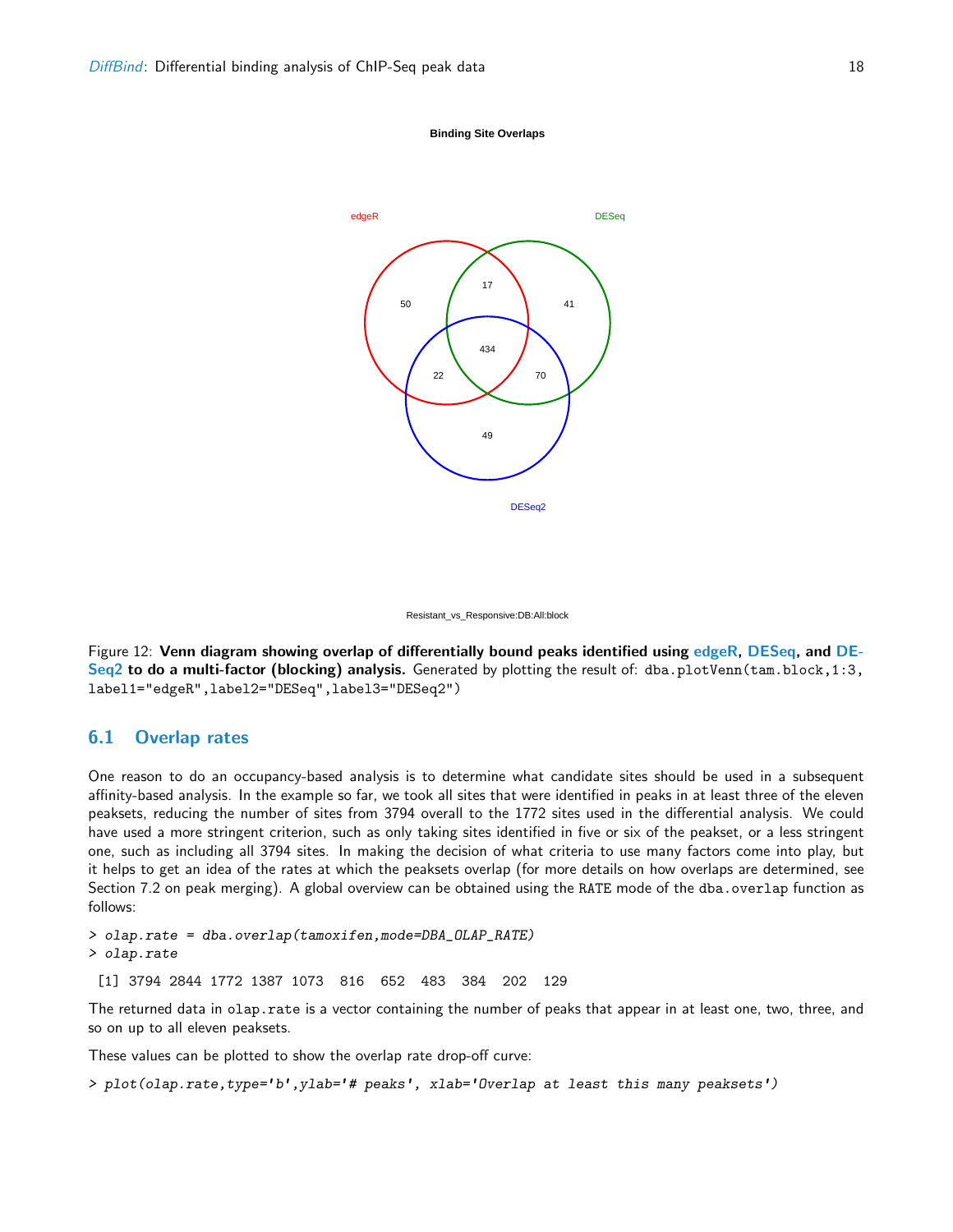Figure 12: **Venn diagram showing overlap of differentially bound peaks identified using edgeR, DESeq, and DESeq2 to do a multi-factor (blocking) analysis.** Generated by plotting the result of: `dba.plotVenn(tam.block,1:3, label1="edgeR",label2="DESeq",label3="DESeq2")`

## 6.1 Overlap rates

One reason to do an occupancy-based analysis is to determine what candidate sites should be used in a subsequent affinity-based analysis. In the example so far, we took all sites that were identified in peaks in at least three of the eleven peaksets, reducing the number of sites from 3794 overall to the 1772 sites used in the differential analysis. We could have used a more stringent criterion, such as only taking sites identified in five or six of the peakset, or a less stringent one, such as including all 3794 sites. In making the decision of what criteria to use many factors come into play, but it helps to get an idea of the rates at which the peaksets overlap (for more details on how overlaps are determined, see Section 7.2 on peak merging). A global overview can be obtained using the RATE mode of the `dba.overlap` function as follows:

```
> olap.rate = dba.overlap(tamoxifen,mode=DBA_OLAP_RATE)
> olap.rate
```

```
 [1] 3794 2844 1772 1387 1073  816  652  483  384  202  129
```

The returned data in `olap.rate` is a vector containing the number of peaks that appear in at least one, two, three, and so on up to all eleven peaksets.

These values can be plotted to show the overlap rate drop-off curve:

```
> plot(olap.rate,type='b',ylab='# peaks', xlab='Overlap at least this many peaksets')
```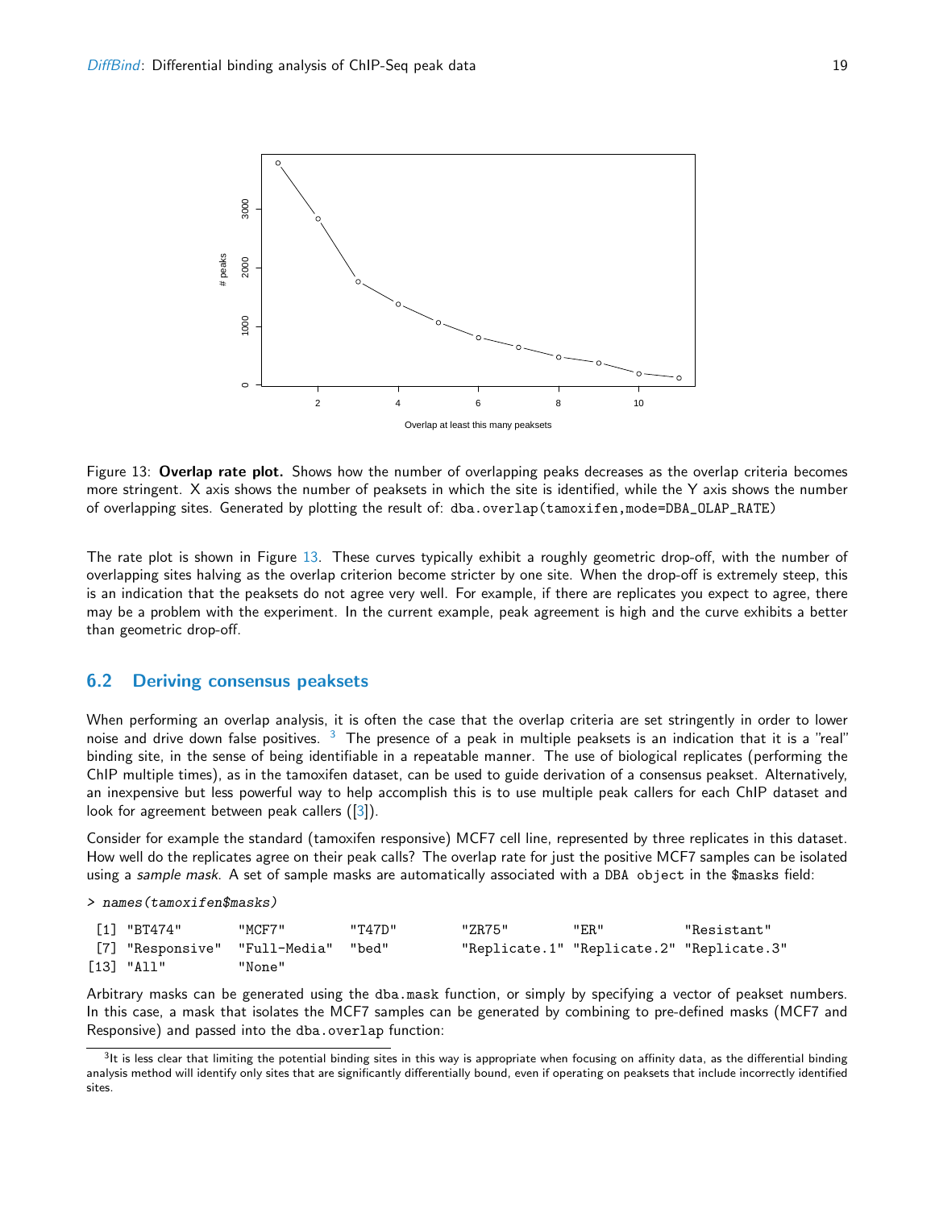Figure 13: **Overlap rate plot.** Shows how the number of overlapping peaks decreases as the overlap criteria becomes more stringent. X axis shows the number of peaksets in which the site is identified, while the Y axis shows the number of overlapping sites. Generated by plotting the result of: dba.overlap(tamoxifen,mode=DBA_OLAP_RATE)

The rate plot is shown in Figure 13. These curves typically exhibit a roughly geometric drop-off, with the number of overlapping sites halving as the overlap criterion become stricter by one site. When the drop-off is extremely steep, this is an indication that the peaksets do not agree very well. For example, if there are replicates you expect to agree, there may be a problem with the experiment. In the current example, peak agreement is high and the curve exhibits a better than geometric drop-off.

## 6.2 Deriving consensus peaksets

When performing an overlap analysis, it is often the case that the overlap criteria are set stringently in order to lower noise and drive down false positives. [3] The presence of a peak in multiple peaksets is an indication that it is a "real" binding site, in the sense of being identifiable in a repeatable manner. The use of biological replicates (performing the ChIP multiple times), as in the tamoxifen dataset, can be used to guide derivation of a consensus peakset. Alternatively, an inexpensive but less powerful way to help accomplish this is to use multiple peak callers for each ChIP dataset and look for agreement between peak callers ([3]).

Consider for example the standard (tamoxifen responsive) MCF7 cell line, represented by three replicates in this dataset. How well do the replicates agree on their peak calls? The overlap rate for just the positive MCF7 samples can be isolated using a *sample mask*. A set of sample masks are automatically associated with a DBA object in the $masks field:

```
> names(tamoxifen$masks)
 [1] "BT474"       "MCF7"        "T47D"        "ZR75"        "ER"          "Resistant"
 [7] "Responsive"  "Full-Media"  "bed"         "Replicate.1" "Replicate.2" "Replicate.3"
[13] "All"         "None"
```

Arbitrary masks can be generated using the dba.mask function, or simply by specifying a vector of peakset numbers. In this case, a mask that isolates the MCF7 samples can be generated by combining to pre-defined masks (MCF7 and Responsive) and passed into the dba.overlap function:

[3] It is less clear that limiting the potential binding sites in this way is appropriate when focusing on affinity data, as the differential binding analysis method will identify only sites that are significantly differentially bound, even if operating on peaksets that include incorrectly identified sites.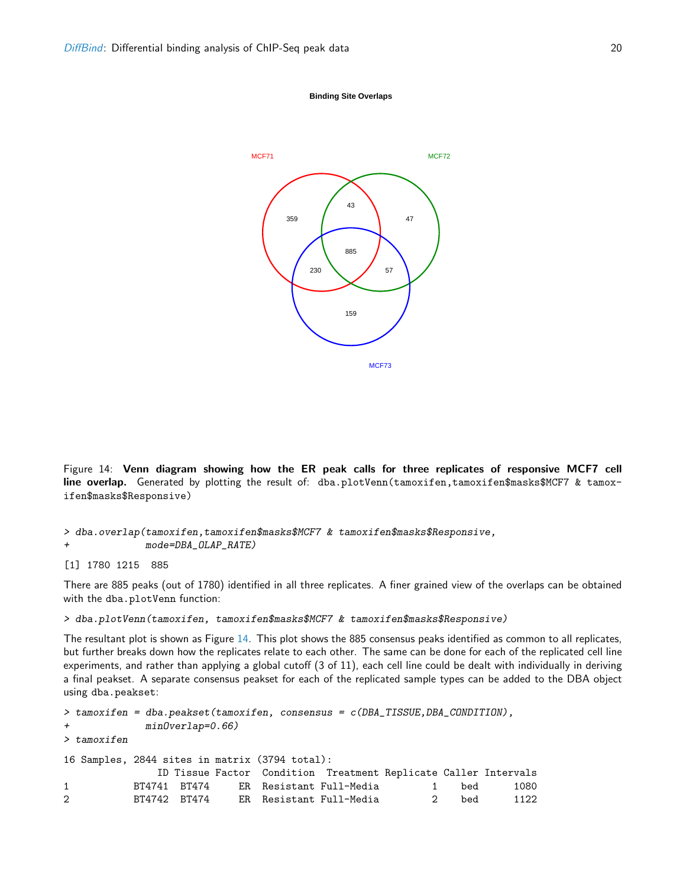Binding Site Overlaps

MCF71 MCF72 MCF73

359 43 47 885 230 57 159

Figure 14: **Venn diagram showing how the ER peak calls for three replicates of responsive MCF7 cell line overlap.** Generated by plotting the result of: `dba.plotVenn(tamoxifen,tamoxifen$masks$MCF7 & tamoxifen$masks$Responsive)`

```
> dba.overlap(tamoxifen,tamoxifen$masks$MCF7 & tamoxifen$masks$Responsive,
+             mode=DBA_OLAP_RATE)

[1] 1780 1215  885
```

There are 885 peaks (out of 1780) identified in all three replicates. A finer grained view of the overlaps can be obtained with the `dba.plotVenn` function:

```
> dba.plotVenn(tamoxifen, tamoxifen$masks$MCF7 & tamoxifen$masks$Responsive)
```

The resultant plot is shown as Figure 14. This plot shows the 885 consensus peaks identified as common to all replicates, but further breaks down how the replicates relate to each other. The same can be done for each of the replicated cell line experiments, and rather than applying a global cutoff (3 of 11), each cell line could be dealt with individually in deriving a final peakset. A separate consensus peakset for each of the replicated sample types can be added to the DBA object using `dba.peakset`:

```
> tamoxifen = dba.peakset(tamoxifen, consensus = c(DBA_TISSUE,DBA_CONDITION),
+             minOverlap=0.66)
> tamoxifen

16 Samples, 2844 sites in matrix (3794 total):
               ID Tissue Factor  Condition  Treatment Replicate Caller Intervals
1          BT4741  BT474     ER  Resistant Full-Media         1    bed      1080
2          BT4742  BT474     ER  Resistant Full-Media         2    bed      1122
```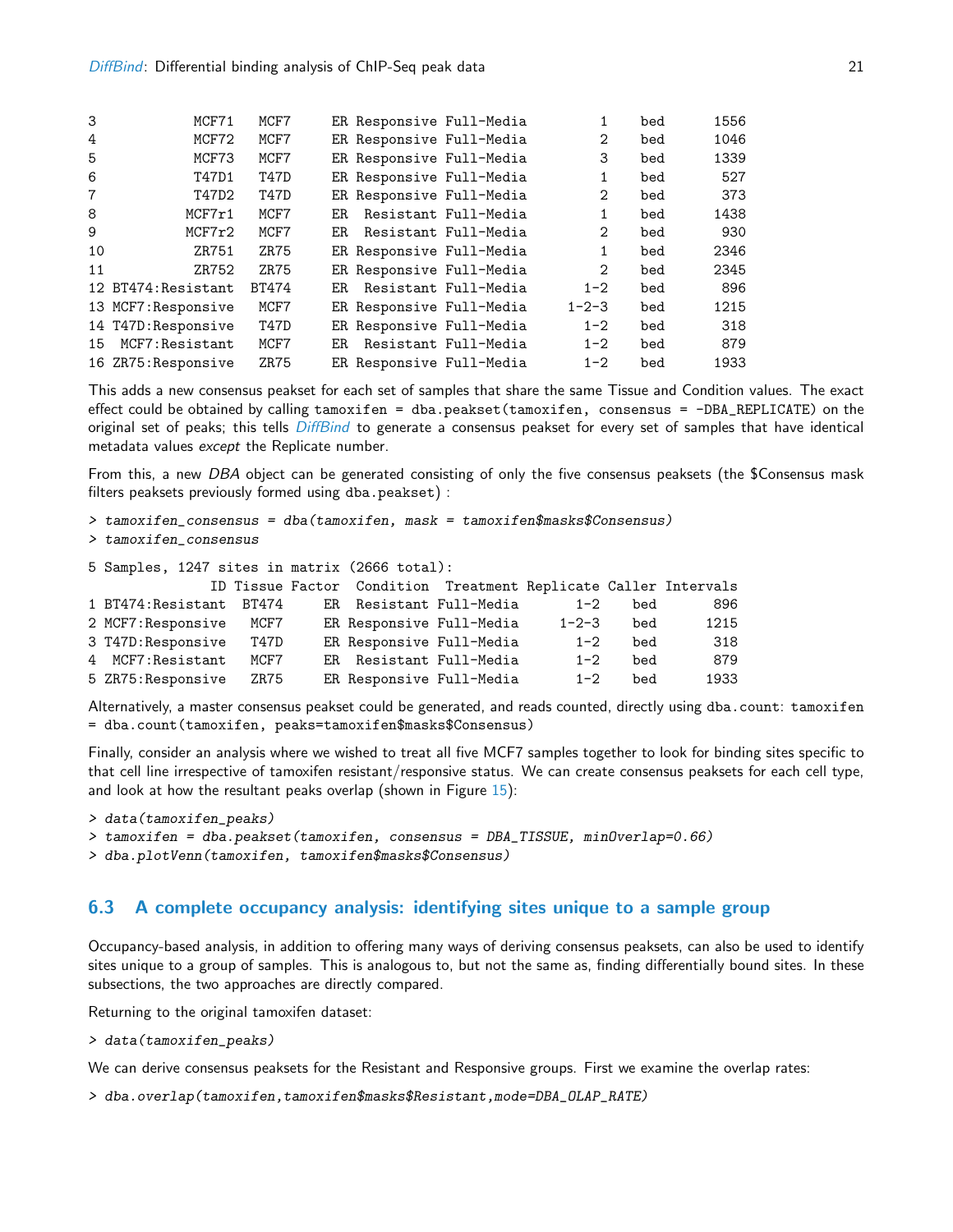```
3           MCF71   MCF7     ER Responsive Full-Media         1     bed       1556
4           MCF72   MCF7     ER Responsive Full-Media         2     bed       1046
5           MCF73   MCF7     ER Responsive Full-Media         3     bed       1339
6           T47D1   T47D     ER Responsive Full-Media         1     bed        527
7           T47D2   T47D     ER Responsive Full-Media         2     bed        373
8          MCF7r1   MCF7     ER  Resistant Full-Media         1     bed       1438
9          MCF7r2   MCF7     ER  Resistant Full-Media         2     bed        930
10          ZR751   ZR75     ER Responsive Full-Media         1     bed       2346
11          ZR752   ZR75     ER Responsive Full-Media         2     bed       2345
12 BT474:Resistant  BT474    ER  Resistant Full-Media       1-2     bed        896
13 MCF7:Responsive   MCF7    ER Responsive Full-Media     1-2-3     bed       1215
14 T47D:Responsive   T47D    ER Responsive Full-Media       1-2     bed        318
15  MCF7:Resistant   MCF7    ER  Resistant Full-Media       1-2     bed        879
16 ZR75:Responsive   ZR75    ER Responsive Full-Media       1-2     bed       1933
```

This adds a new consensus peakset for each set of samples that share the same Tissue and Condition values. The exact effect could be obtained by calling `tamoxifen = dba.peakset(tamoxifen, consensus = -DBA_REPLICATE)` on the original set of peaks; this tells *DiffBind* to generate a consensus peakset for every set of samples that have identical metadata values *except* the Replicate number.

From this, a new *DBA* object can be generated consisting of only the five consensus peaksets (the $Consensus mask filters peaksets previously formed using `dba.peakset`) :

```
> tamoxifen_consensus = dba(tamoxifen, mask = tamoxifen$masks$Consensus)
> tamoxifen_consensus
```

```
5 Samples, 1247 sites in matrix (2666 total):
               ID Tissue Factor  Condition  Treatment Replicate Caller Intervals
1 BT474:Resistant  BT474     ER  Resistant Full-Media       1-2    bed       896
2 MCF7:Responsive   MCF7     ER Responsive Full-Media     1-2-3    bed      1215
3 T47D:Responsive   T47D     ER Responsive Full-Media       1-2    bed       318
4  MCF7:Resistant   MCF7     ER  Resistant Full-Media       1-2    bed       879
5 ZR75:Responsive   ZR75     ER Responsive Full-Media       1-2    bed      1933
```

Alternatively, a master consensus peakset could be generated, and reads counted, directly using `dba.count`: `tamoxifen = dba.count(tamoxifen, peaks=tamoxifen$masks$Consensus)`

Finally, consider an analysis where we wished to treat all five MCF7 samples together to look for binding sites specific to that cell line irrespective of tamoxifen resistant/responsive status. We can create consensus peaksets for each cell type, and look at how the resultant peaks overlap (shown in Figure 15):

```
> data(tamoxifen_peaks)
> tamoxifen = dba.peakset(tamoxifen, consensus = DBA_TISSUE, minOverlap=0.66)
> dba.plotVenn(tamoxifen, tamoxifen$masks$Consensus)
```

## 6.3 A complete occupancy analysis: identifying sites unique to a sample group

Occupancy-based analysis, in addition to offering many ways of deriving consensus peaksets, can also be used to identify sites unique to a group of samples. This is analogous to, but not the same as, finding differentially bound sites. In these subsections, the two approaches are directly compared.

Returning to the original tamoxifen dataset:

```
> data(tamoxifen_peaks)
```

We can derive consensus peaksets for the Resistant and Responsive groups. First we examine the overlap rates:

```
> dba.overlap(tamoxifen,tamoxifen$masks$Resistant,mode=DBA_OLAP_RATE)
```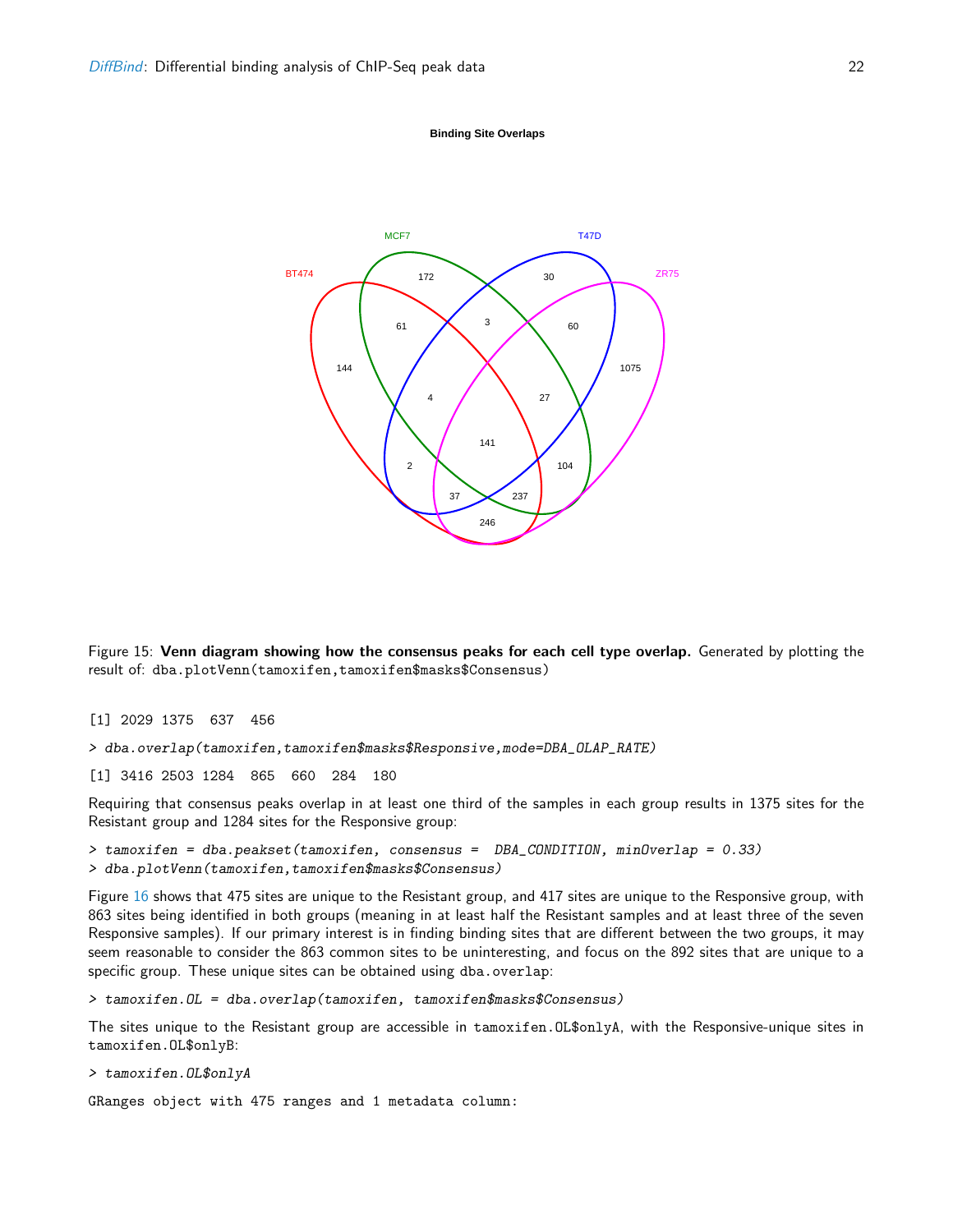Figure 15: **Venn diagram showing how the consensus peaks for each cell type overlap.** Generated by plotting the result of: `dba.plotVenn(tamoxifen,tamoxifen$masks$Consensus)`

```
[1] 2029 1375  637  456
```

```
> dba.overlap(tamoxifen,tamoxifen$masks$Responsive,mode=DBA_OLAP_RATE)
```

```
[1] 3416 2503 1284  865  660  284  180
```

Requiring that consensus peaks overlap in at least one third of the samples in each group results in 1375 sites for the Resistant group and 1284 sites for the Responsive group:

```
> tamoxifen = dba.peakset(tamoxifen, consensus =  DBA_CONDITION, minOverlap = 0.33)
> dba.plotVenn(tamoxifen,tamoxifen$masks$Consensus)
```

Figure 16 shows that 475 sites are unique to the Resistant group, and 417 sites are unique to the Responsive group, with 863 sites being identified in both groups (meaning in at least half the Resistant samples and at least three of the seven Responsive samples). If our primary interest is in finding binding sites that are different between the two groups, it may seem reasonable to consider the 863 common sites to be uninteresting, and focus on the 892 sites that are unique to a specific group. These unique sites can be obtained using `dba.overlap`:

```
> tamoxifen.OL = dba.overlap(tamoxifen, tamoxifen$masks$Consensus)
```

The sites unique to the Resistant group are accessible in `tamoxifen.OL$onlyA`, with the Responsive-unique sites in `tamoxifen.OL$onlyB`:

```
> tamoxifen.OL$onlyA
```

```
GRanges object with 475 ranges and 1 metadata column:
```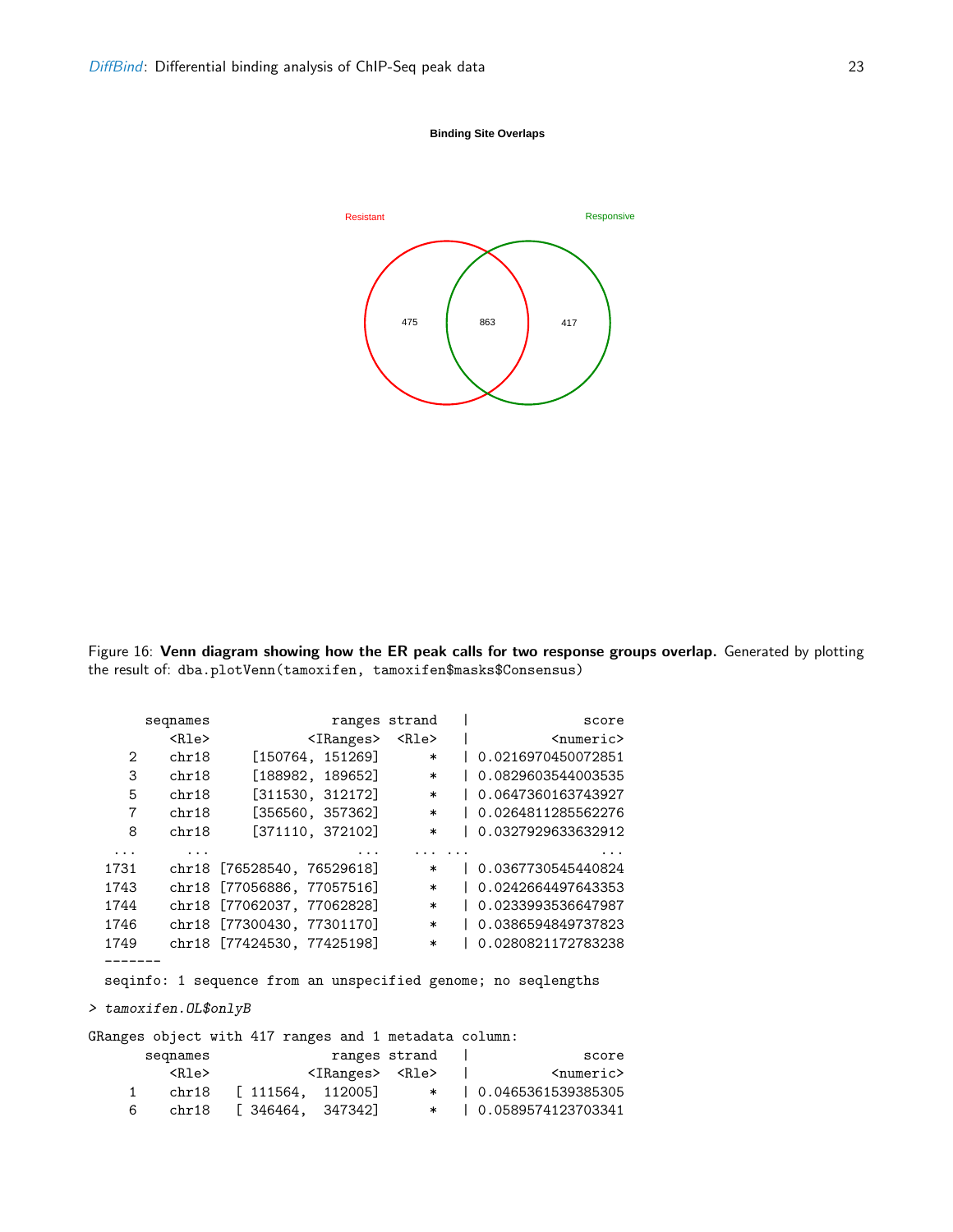**Binding Site Overlaps**

Resistant — Responsive

475 — 863 — 417

Figure 16: **Venn diagram showing how the ER peak calls for two response groups overlap.** Generated by plotting the result of: dba.plotVenn(tamoxifen, tamoxifen$masks$Consensus)

```
       seqnames               ranges strand  |              score
          <Rle>            <IRanges>  <Rle>  |          <numeric>
     2    chr18     [150764, 151269]      *  | 0.0216970450072851
     3    chr18     [188982, 189652]      *  | 0.0829603544003535
     5    chr18     [311530, 312172]      *  | 0.0647360163743927
     7    chr18     [356560, 357362]      *  | 0.0264811285562276
     8    chr18     [371110, 372102]      *  | 0.0327929633632912
   ...      ...                  ...    ... ...                ...
  1731    chr18 [76528540, 76529618]      *  | 0.0367730545440824
  1743    chr18 [77056886, 77057516]      *  | 0.0242664497643353
  1744    chr18 [77062037, 77062828]      *  | 0.0233993536647987
  1746    chr18 [77300430, 77301170]      *  | 0.0386594849737823
  1749    chr18 [77424530, 77425198]      *  | 0.0280821172783238
  -------
  seqinfo: 1 sequence from an unspecified genome; no seqlengths
```

```
> tamoxifen.OL$onlyB
```

```
GRanges object with 417 ranges and 1 metadata column:
       seqnames               ranges strand  |              score
          <Rle>            <IRanges>  <Rle>  |          <numeric>
     1    chr18   [ 111564,  112005]      *  | 0.0465361539385305
     6    chr18   [ 346464,  347342]      *  | 0.0589574123703341
```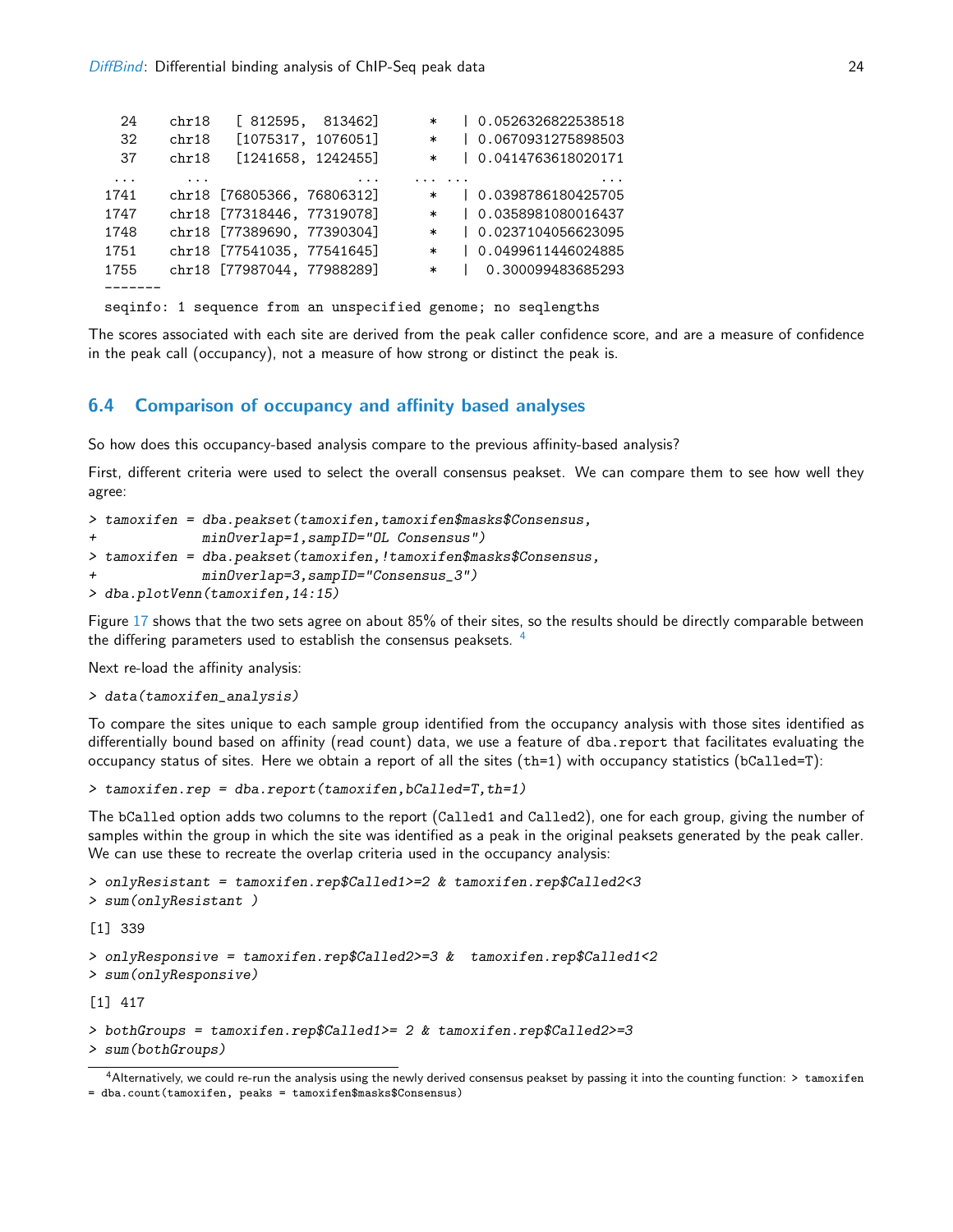```
  24    chr18    [ 812595,  813462]      *   | 0.0526326822538518
  32    chr18    [1075317, 1076051]      *   | 0.0670931275898503
  37    chr18    [1241658, 1242455]      *   | 0.0414763618020171
 ...      ...                   ...    ... ...                  ...
1741    chr18 [76805366, 76806312]      *   | 0.0398786180425705
1747    chr18 [77318446, 77319078]      *   | 0.0358981080016437
1748    chr18 [77389690, 77390304]      *   | 0.0237104056623095
1751    chr18 [77541035, 77541645]      *   | 0.0499611446024885
1755    chr18 [77987044, 77988289]      *   |  0.300099483685293
-------
seqinfo: 1 sequence from an unspecified genome; no seqlengths
```

The scores associated with each site are derived from the peak caller confidence score, and are a measure of confidence in the peak call (occupancy), not a measure of how strong or distinct the peak is.

## 6.4 Comparison of occupancy and affinity based analyses

So how does this occupancy-based analysis compare to the previous affinity-based analysis?

First, different criteria were used to select the overall consensus peakset. We can compare them to see how well they agree:

```
> tamoxifen = dba.peakset(tamoxifen,tamoxifen$masks$Consensus,
+             minOverlap=1,sampID="OL Consensus")
> tamoxifen = dba.peakset(tamoxifen,!tamoxifen$masks$Consensus,
+             minOverlap=3,sampID="Consensus_3")
> dba.plotVenn(tamoxifen,14:15)
```

Figure 17 shows that the two sets agree on about 85% of their sites, so the results should be directly comparable between the differing parameters used to establish the consensus peaksets. [4]

Next re-load the affinity analysis:

```
> data(tamoxifen_analysis)
```

To compare the sites unique to each sample group identified from the occupancy analysis with those sites identified as differentially bound based on affinity (read count) data, we use a feature of `dba.report` that facilitates evaluating the occupancy status of sites. Here we obtain a report of all the sites (`th=1`) with occupancy statistics (`bCalled=T`):

```
> tamoxifen.rep = dba.report(tamoxifen,bCalled=T,th=1)
```

The `bCalled` option adds two columns to the report (`Called1` and `Called2`), one for each group, giving the number of samples within the group in which the site was identified as a peak in the original peaksets generated by the peak caller. We can use these to recreate the overlap criteria used in the occupancy analysis:

```
> onlyResistant = tamoxifen.rep$Called1>=2 & tamoxifen.rep$Called2<3
> sum(onlyResistant )
```

```
[1] 339
```

```
> onlyResponsive = tamoxifen.rep$Called2>=3 &  tamoxifen.rep$Called1<2
> sum(onlyResponsive)
```

```
[1] 417
```

```
> bothGroups = tamoxifen.rep$Called1>= 2 & tamoxifen.rep$Called2>=3
> sum(bothGroups)
```

[4] Alternatively, we could re-run the analysis using the newly derived consensus peakset by passing it into the counting function: `> tamoxifen = dba.count(tamoxifen, peaks = tamoxifen$masks$Consensus)`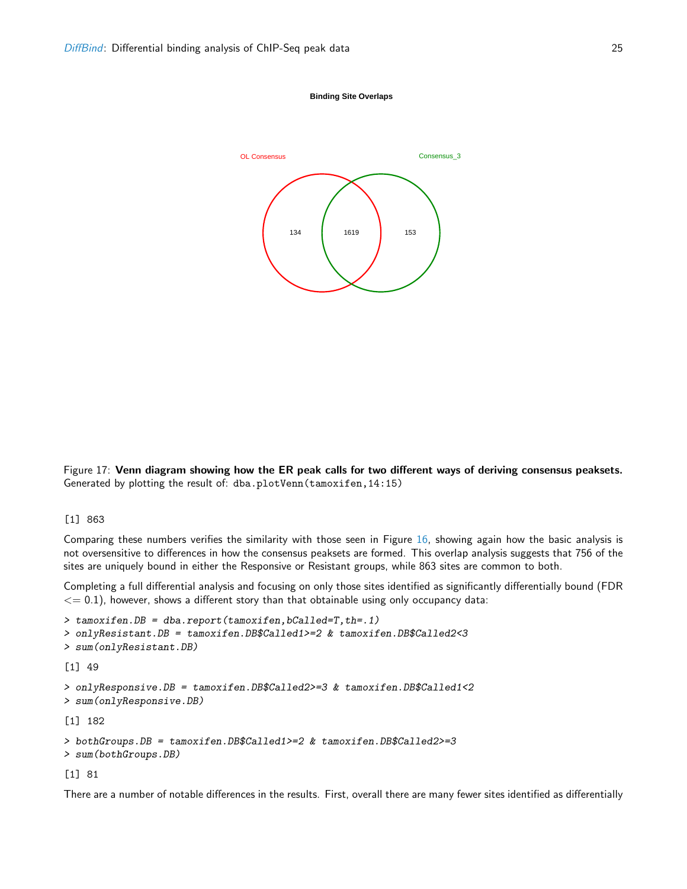Figure 17: **Venn diagram showing how the ER peak calls for two different ways of deriving consensus peaksets.** Generated by plotting the result of: dba.plotVenn(tamoxifen,14:15)

```
[1] 863
```

Comparing these numbers verifies the similarity with those seen in Figure 16, showing again how the basic analysis is not oversensitive to differences in how the consensus peaksets are formed. This overlap analysis suggests that 756 of the sites are uniquely bound in either the Responsive or Resistant groups, while 863 sites are common to both.

Completing a full differential analysis and focusing on only those sites identified as significantly differentially bound (FDR <= 0.1), however, shows a different story than that obtainable using only occupancy data:

```
> tamoxifen.DB = dba.report(tamoxifen,bCalled=T,th=.1)
> onlyResistant.DB = tamoxifen.DB$Called1>=2 & tamoxifen.DB$Called2<3
> sum(onlyResistant.DB)
```

```
[1] 49
```

```
> onlyResponsive.DB = tamoxifen.DB$Called2>=3 & tamoxifen.DB$Called1<2
> sum(onlyResponsive.DB)
```

```
[1] 182
```

```
> bothGroups.DB = tamoxifen.DB$Called1>=2 & tamoxifen.DB$Called2>=3
> sum(bothGroups.DB)
```

```
[1] 81
```

There are a number of notable differences in the results. First, overall there are many fewer sites identified as differentially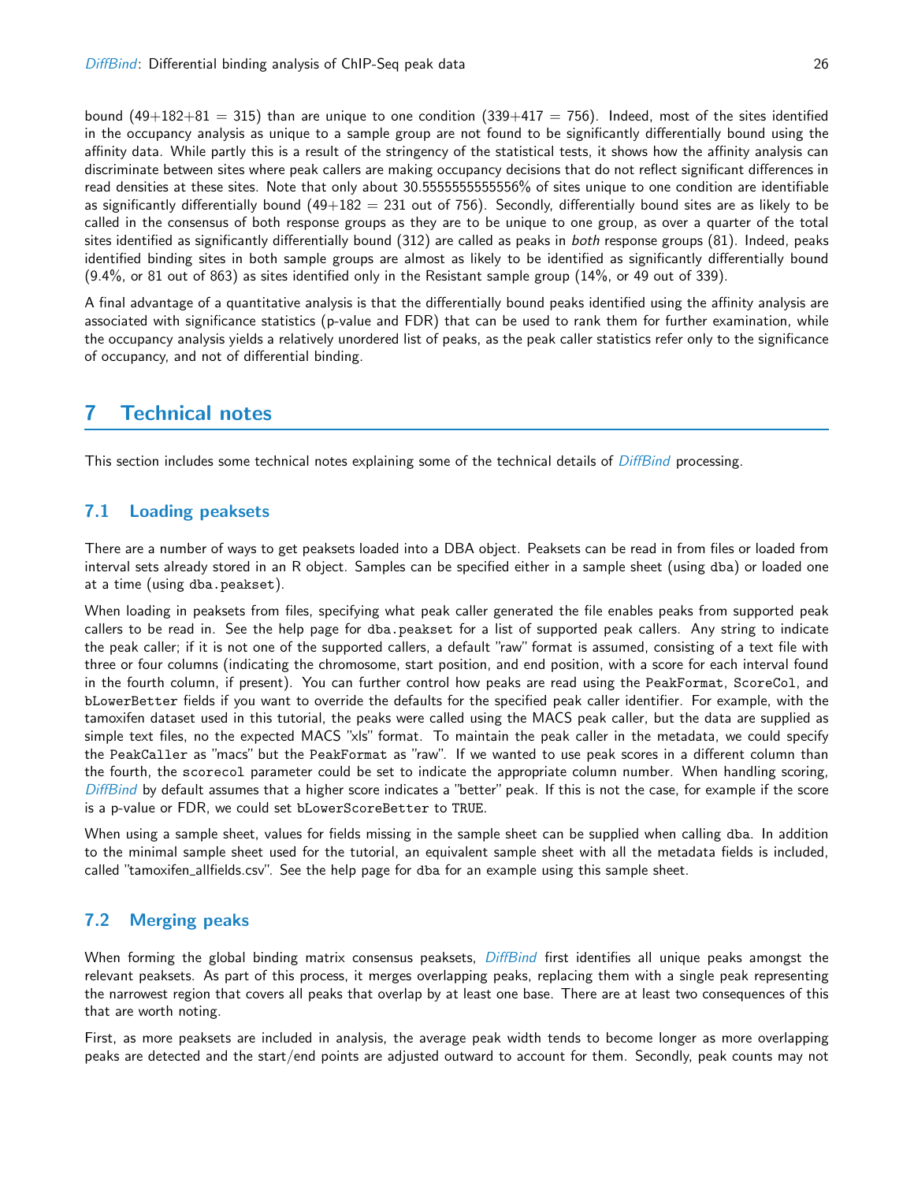bound (49+182+81 = 315) than are unique to one condition (339+417 = 756). Indeed, most of the sites identified in the occupancy analysis as unique to a sample group are not found to be significantly differentially bound using the affinity data. While partly this is a result of the stringency of the statistical tests, it shows how the affinity analysis can discriminate between sites where peak callers are making occupancy decisions that do not reflect significant differences in read densities at these sites. Note that only about 30.5555555555556% of sites unique to one condition are identifiable as significantly differentially bound (49+182 = 231 out of 756). Secondly, differentially bound sites are as likely to be called in the consensus of both response groups as they are to be unique to one group, as over a quarter of the total sites identified as significantly differentially bound (312) are called as peaks in *both* response groups (81). Indeed, peaks identified binding sites in both sample groups are almost as likely to be identified as significantly differentially bound (9.4%, or 81 out of 863) as sites identified only in the Resistant sample group (14%, or 49 out of 339).

A final advantage of a quantitative analysis is that the differentially bound peaks identified using the affinity analysis are associated with significance statistics (p-value and FDR) that can be used to rank them for further examination, while the occupancy analysis yields a relatively unordered list of peaks, as the peak caller statistics refer only to the significance of occupancy, and not of differential binding.

# 7 Technical notes

This section includes some technical notes explaining some of the technical details of *DiffBind* processing.

## 7.1 Loading peaksets

There are a number of ways to get peaksets loaded into a DBA object. Peaksets can be read in from files or loaded from interval sets already stored in an R object. Samples can be specified either in a sample sheet (using `dba`) or loaded one at a time (using `dba.peakset`).

When loading in peaksets from files, specifying what peak caller generated the file enables peaks from supported peak callers to be read in. See the help page for `dba.peakset` for a list of supported peak callers. Any string to indicate the peak caller; if it is not one of the supported callers, a default "raw" format is assumed, consisting of a text file with three or four columns (indicating the chromosome, start position, and end position, with a score for each interval found in the fourth column, if present). You can further control how peaks are read using the `PeakFormat`, `ScoreCol`, and `bLowerBetter` fields if you want to override the defaults for the specified peak caller identifier. For example, with the tamoxifen dataset used in this tutorial, the peaks were called using the MACS peak caller, but the data are supplied as simple text files, no the expected MACS "xls" format. To maintain the peak caller in the metadata, we could specify the `PeakCaller` as "macs" but the `PeakFormat` as "raw". If we wanted to use peak scores in a different column than the fourth, the `scorecol` parameter could be set to indicate the appropriate column number. When handling scoring, *DiffBind* by default assumes that a higher score indicates a "better" peak. If this is not the case, for example if the score is a p-value or FDR, we could set `bLowerScoreBetter` to `TRUE`.

When using a sample sheet, values for fields missing in the sample sheet can be supplied when calling `dba`. In addition to the minimal sample sheet used for the tutorial, an equivalent sample sheet with all the metadata fields is included, called "tamoxifen_allfields.csv". See the help page for `dba` for an example using this sample sheet.

## 7.2 Merging peaks

When forming the global binding matrix consensus peaksets, *DiffBind* first identifies all unique peaks amongst the relevant peaksets. As part of this process, it merges overlapping peaks, replacing them with a single peak representing the narrowest region that covers all peaks that overlap by at least one base. There are at least two consequences of this that are worth noting.

First, as more peaksets are included in analysis, the average peak width tends to become longer as more overlapping peaks are detected and the start/end points are adjusted outward to account for them. Secondly, peak counts may not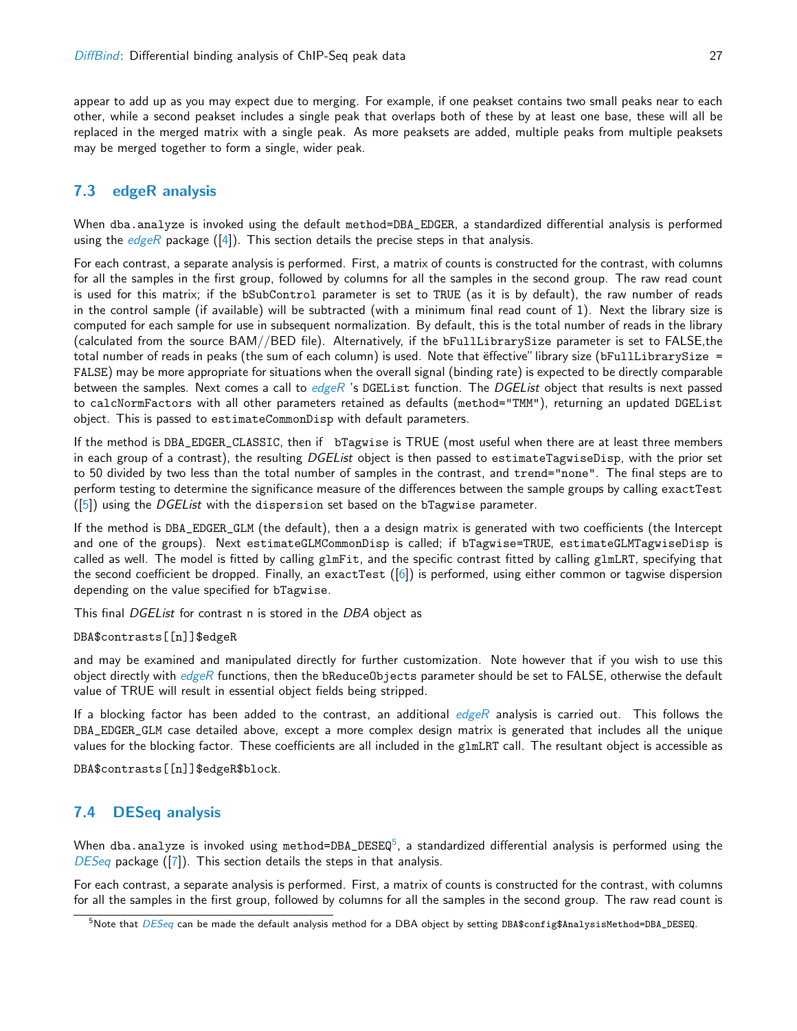appear to add up as you may expect due to merging. For example, if one peakset contains two small peaks near to each other, while a second peakset includes a single peak that overlaps both of these by at least one base, these will all be replaced in the merged matrix with a single peak. As more peaksets are added, multiple peaks from multiple peaksets may be merged together to form a single, wider peak.

## 7.3 edgeR analysis

When `dba.analyze` is invoked using the default `method=DBA_EDGER`, a standardized differential analysis is performed using the *edgeR* package ([4]). This section details the precise steps in that analysis.

For each contrast, a separate analysis is performed. First, a matrix of counts is constructed for the contrast, with columns for all the samples in the first group, followed by columns for all the samples in the second group. The raw read count is used for this matrix; if the `bSubControl` parameter is set to `TRUE` (as it is by default), the raw number of reads in the control sample (if available) will be subtracted (with a minimum final read count of 1). Next the library size is computed for each sample for use in subsequent normalization. By default, this is the total number of reads in the library (calculated from the source BAM//BED file). Alternatively, if the `bFullLibrarySize` parameter is set to FALSE,the total number of reads in peaks (the sum of each column) is used. Note that ëffective" library size (`bFullLibrarySize = FALSE`) may be more appropriate for situations when the overall signal (binding rate) is expected to be directly comparable between the samples. Next comes a call to *edgeR* 's `DGEList` function. The *DGEList* object that results is next passed to `calcNormFactors` with all other parameters retained as defaults (`method="TMM"`), returning an updated `DGEList` object. This is passed to `estimateCommonDisp` with default parameters.

If the method is `DBA_EDGER_CLASSIC`, then if `bTagwise` is TRUE (most useful when there are at least three members in each group of a contrast), the resulting *DGEList* object is then passed to `estimateTagwiseDisp`, with the prior set to 50 divided by two less than the total number of samples in the contrast, and `trend="none"`. The final steps are to perform testing to determine the significance measure of the differences between the sample groups by calling `exactTest` ([5]) using the *DGEList* with the `dispersion` set based on the `bTagwise` parameter.

If the method is `DBA_EDGER_GLM` (the default), then a a design matrix is generated with two coefficients (the Intercept and one of the groups). Next `estimateGLMCommonDisp` is called; if `bTagwise=TRUE`, `estimateGLMTagwiseDisp` is called as well. The model is fitted by calling `glmFit`, and the specific contrast fitted by calling `glmLRT`, specifying that the second coefficient be dropped. Finally, an `exactTest` ([6]) is performed, using either common or tagwise dispersion depending on the value specified for `bTagwise`.

This final *DGEList* for contrast n is stored in the *DBA* object as

```
DBA$contrasts[[n]]$edgeR
```

and may be examined and manipulated directly for further customization. Note however that if you wish to use this object directly with *edgeR* functions, then the `bReduceObjects` parameter should be set to FALSE, otherwise the default value of TRUE will result in essential object fields being stripped.

If a blocking factor has been added to the contrast, an additional *edgeR* analysis is carried out. This follows the `DBA_EDGER_GLM` case detailed above, except a more complex design matrix is generated that includes all the unique values for the blocking factor. These coefficients are all included in the `glmLRT` call. The resultant object is accessible as

```
DBA$contrasts[[n]]$edgeR$block.
```

## 7.4 DESeq analysis

When `dba.analyze` is invoked using `method=DBA_DESEQ`[5], a standardized differential analysis is performed using the *DESeq* package ([7]). This section details the steps in that analysis.

For each contrast, a separate analysis is performed. First, a matrix of counts is constructed for the contrast, with columns for all the samples in the first group, followed by columns for all the samples in the second group. The raw read count is

[5] Note that *DESeq* can be made the default analysis method for a DBA object by setting `DBA$config$AnalysisMethod=DBA_DESEQ`.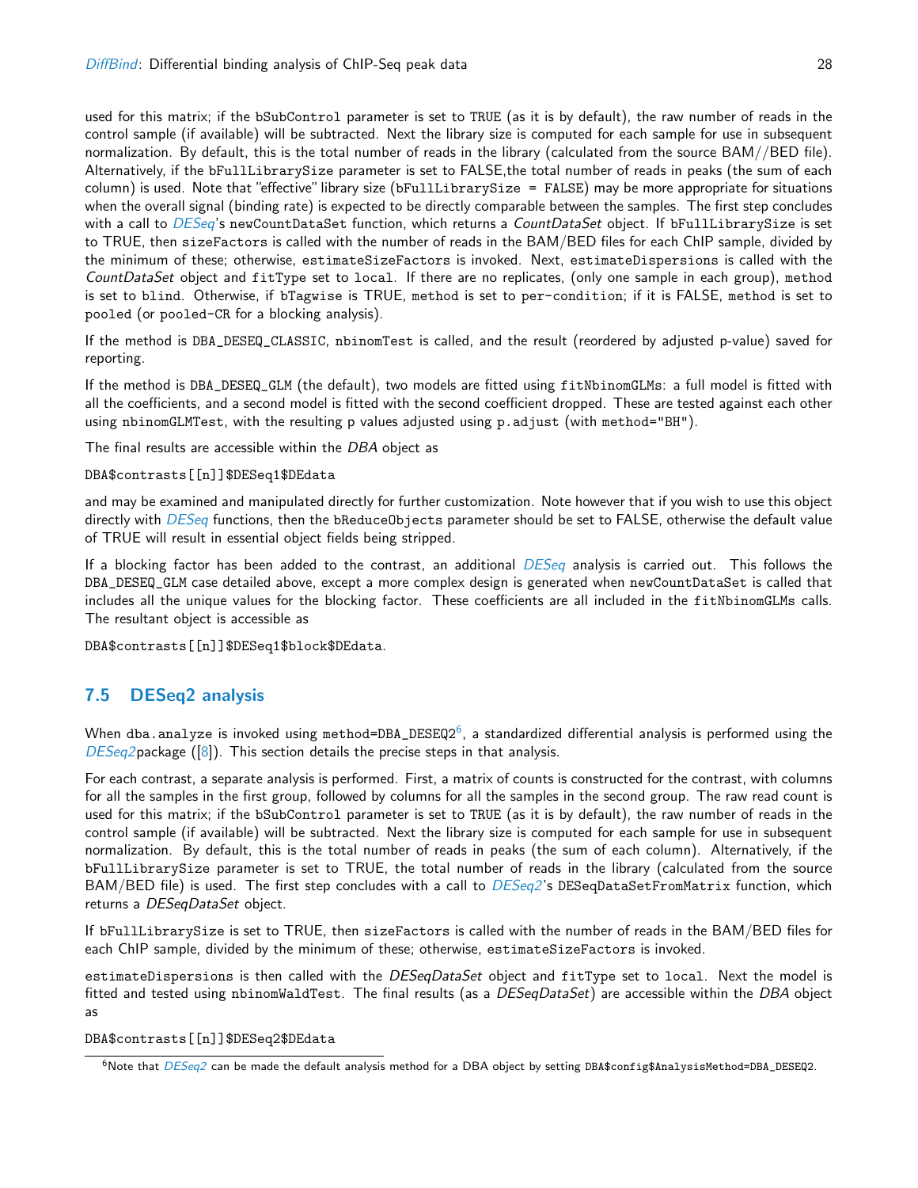used for this matrix; if the bSubControl parameter is set to TRUE (as it is by default), the raw number of reads in the control sample (if available) will be subtracted. Next the library size is computed for each sample for use in subsequent normalization. By default, this is the total number of reads in the library (calculated from the source BAM//BED file). Alternatively, if the bFullLibrarySize parameter is set to FALSE,the total number of reads in peaks (the sum of each column) is used. Note that "effective" library size (bFullLibrarySize = FALSE) may be more appropriate for situations when the overall signal (binding rate) is expected to be directly comparable between the samples. The first step concludes with a call to *DESeq*'s newCountDataSet function, which returns a *CountDataSet* object. If bFullLibrarySize is set to TRUE, then sizeFactors is called with the number of reads in the BAM/BED files for each ChIP sample, divided by the minimum of these; otherwise, estimateSizeFactors is invoked. Next, estimateDispersions is called with the *CountDataSet* object and fitType set to local. If there are no replicates, (only one sample in each group), method is set to blind. Otherwise, if bTagwise is TRUE, method is set to per-condition; if it is FALSE, method is set to pooled (or pooled-CR for a blocking analysis).

If the method is DBA_DESEQ_CLASSIC, nbinomTest is called, and the result (reordered by adjusted p-value) saved for reporting.

If the method is DBA_DESEQ_GLM (the default), two models are fitted using fitNbinomGLMs: a full model is fitted with all the coefficients, and a second model is fitted with the second coefficient dropped. These are tested against each other using nbinomGLMTest, with the resulting p values adjusted using p.adjust (with method="BH").

The final results are accessible within the *DBA* object as

```
DBA$contrasts[[n]]$DESeq1$DEdata
```

and may be examined and manipulated directly for further customization. Note however that if you wish to use this object directly with *DESeq* functions, then the bReduceObjects parameter should be set to FALSE, otherwise the default value of TRUE will result in essential object fields being stripped.

If a blocking factor has been added to the contrast, an additional *DESeq* analysis is carried out. This follows the DBA_DESEQ_GLM case detailed above, except a more complex design is generated when newCountDataSet is called that includes all the unique values for the blocking factor. These coefficients are all included in the fitNbinomGLMs calls. The resultant object is accessible as

```
DBA$contrasts[[n]]$DESeq1$block$DEdata.
```

## 7.5 DESeq2 analysis

When dba.analyze is invoked using method=DBA_DESEQ2[6], a standardized differential analysis is performed using the *DESeq2*package ([8]). This section details the precise steps in that analysis.

For each contrast, a separate analysis is performed. First, a matrix of counts is constructed for the contrast, with columns for all the samples in the first group, followed by columns for all the samples in the second group. The raw read count is used for this matrix; if the bSubControl parameter is set to TRUE (as it is by default), the raw number of reads in the control sample (if available) will be subtracted. Next the library size is computed for each sample for use in subsequent normalization. By default, this is the total number of reads in peaks (the sum of each column). Alternatively, if the bFullLibrarySize parameter is set to TRUE, the total number of reads in the library (calculated from the source BAM/BED file) is used. The first step concludes with a call to *DESeq2*'s DESeqDataSetFromMatrix function, which returns a *DESeqDataSet* object.

If bFullLibrarySize is set to TRUE, then sizeFactors is called with the number of reads in the BAM/BED files for each ChIP sample, divided by the minimum of these; otherwise, estimateSizeFactors is invoked.

estimateDispersions is then called with the *DESeqDataSet* object and fitType set to local. Next the model is fitted and tested using nbinomWaldTest. The final results (as a *DESeqDataSet*) are accessible within the *DBA* object as

```
DBA$contrasts[[n]]$DESeq2$DEdata
```

[6]Note that *DESeq2* can be made the default analysis method for a DBA object by setting DBA$config$AnalysisMethod=DBA_DESEQ2.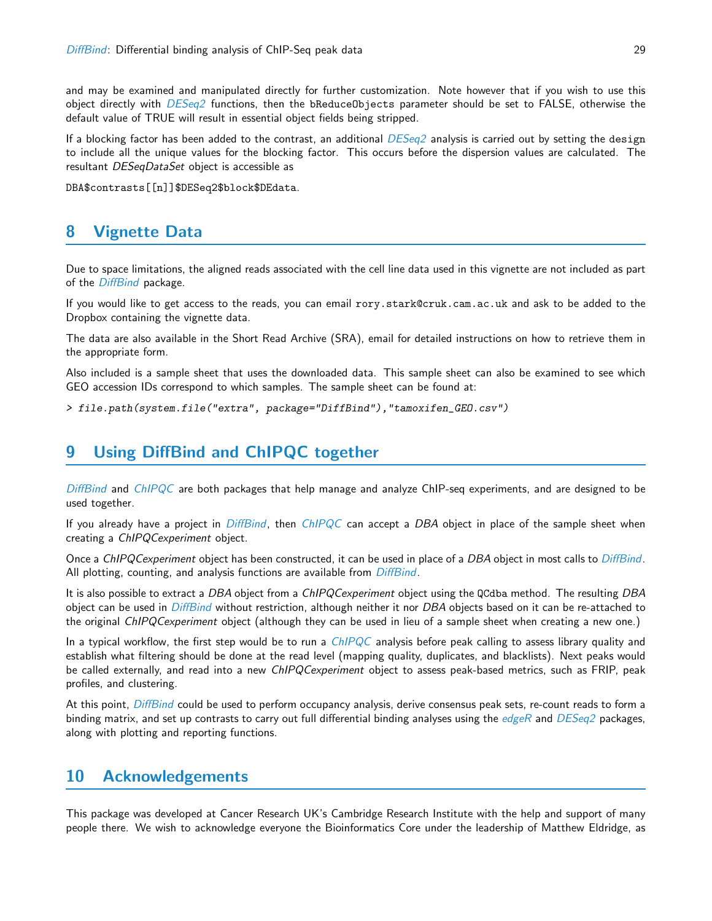and may be examined and manipulated directly for further customization. Note however that if you wish to use this object directly with *DESeq2* functions, then the `bReduceObjects` parameter should be set to FALSE, otherwise the default value of TRUE will result in essential object fields being stripped.

If a blocking factor has been added to the contrast, an additional *DESeq2* analysis is carried out by setting the `design` to include all the unique values for the blocking factor. This occurs before the dispersion values are calculated. The resultant *DESeqDataSet* object is accessible as

`DBA$contrasts[[n]]$DESeq2$block$DEdata`.

## 8 Vignette Data

Due to space limitations, the aligned reads associated with the cell line data used in this vignette are not included as part of the *DiffBind* package.

If you would like to get access to the reads, you can email `rory.stark@cruk.cam.ac.uk` and ask to be added to the Dropbox containing the vignette data.

The data are also available in the Short Read Archive (SRA), email for detailed instructions on how to retrieve them in the appropriate form.

Also included is a sample sheet that uses the downloaded data. This sample sheet can also be examined to see which GEO accession IDs correspond to which samples. The sample sheet can be found at:

```
> file.path(system.file("extra", package="DiffBind"),"tamoxifen_GEO.csv")
```

## 9 Using DiffBind and ChIPQC together

*DiffBind* and *ChIPQC* are both packages that help manage and analyze ChIP-seq experiments, and are designed to be used together.

If you already have a project in *DiffBind*, then *ChIPQC* can accept a *DBA* object in place of the sample sheet when creating a *ChIPQCexperiment* object.

Once a *ChIPQCexperiment* object has been constructed, it can be used in place of a *DBA* object in most calls to *DiffBind*. All plotting, counting, and analysis functions are available from *DiffBind*.

It is also possible to extract a *DBA* object from a *ChIPQCexperiment* object using the `QCdba` method. The resulting *DBA* object can be used in *DiffBind* without restriction, although neither it nor *DBA* objects based on it can be re-attached to the original *ChIPQCexperiment* object (although they can be used in lieu of a sample sheet when creating a new one.)

In a typical workflow, the first step would be to run a *ChIPQC* analysis before peak calling to assess library quality and establish what filtering should be done at the read level (mapping quality, duplicates, and blacklists). Next peaks would be called externally, and read into a new *ChIPQCexperiment* object to assess peak-based metrics, such as FRIP, peak profiles, and clustering.

At this point, *DiffBind* could be used to perform occupancy analysis, derive consensus peak sets, re-count reads to form a binding matrix, and set up contrasts to carry out full differential binding analyses using the *edgeR* and *DESeq2* packages, along with plotting and reporting functions.

## 10 Acknowledgements

This package was developed at Cancer Research UK's Cambridge Research Institute with the help and support of many people there. We wish to acknowledge everyone the Bioinformatics Core under the leadership of Matthew Eldridge, as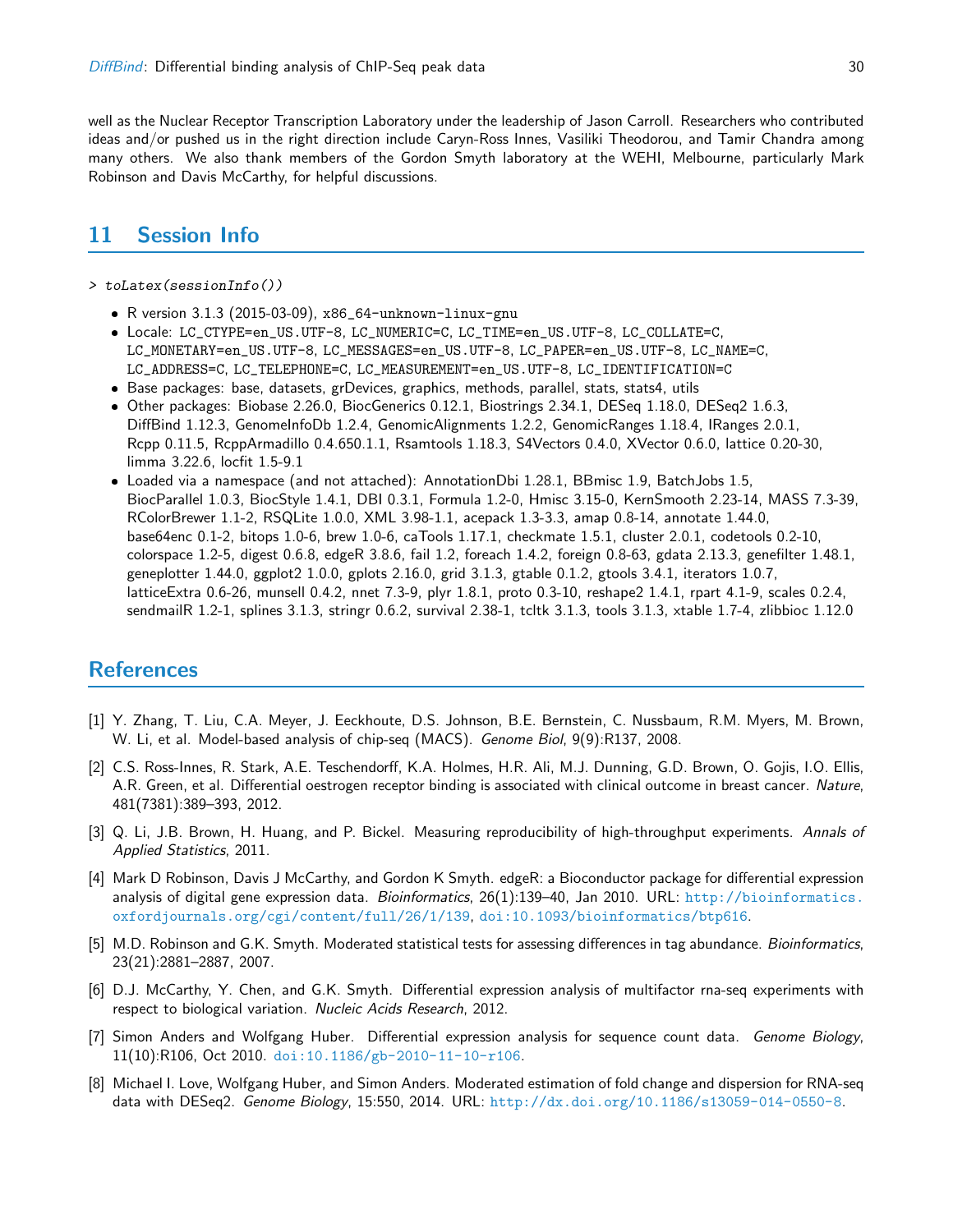well as the Nuclear Receptor Transcription Laboratory under the leadership of Jason Carroll. Researchers who contributed ideas and/or pushed us in the right direction include Caryn-Ross Innes, Vasiliki Theodorou, and Tamir Chandra among many others. We also thank members of the Gordon Smyth laboratory at the WEHI, Melbourne, particularly Mark Robinson and Davis McCarthy, for helpful discussions.

## 11 Session Info

```
> toLatex(sessionInfo())
```

- R version 3.1.3 (2015-03-09), `x86_64-unknown-linux-gnu`
- Locale: `LC_CTYPE=en_US.UTF-8`, `LC_NUMERIC=C`, `LC_TIME=en_US.UTF-8`, `LC_COLLATE=C`, `LC_MONETARY=en_US.UTF-8`, `LC_MESSAGES=en_US.UTF-8`, `LC_PAPER=en_US.UTF-8`, `LC_NAME=C`, `LC_ADDRESS=C`, `LC_TELEPHONE=C`, `LC_MEASUREMENT=en_US.UTF-8`, `LC_IDENTIFICATION=C`
- Base packages: base, datasets, grDevices, graphics, methods, parallel, stats, stats4, utils
- Other packages: Biobase 2.26.0, BiocGenerics 0.12.1, Biostrings 2.34.1, DESeq 1.18.0, DESeq2 1.6.3, DiffBind 1.12.3, GenomeInfoDb 1.2.4, GenomicAlignments 1.2.2, GenomicRanges 1.18.4, IRanges 2.0.1, Rcpp 0.11.5, RcppArmadillo 0.4.650.1.1, Rsamtools 1.18.3, S4Vectors 0.4.0, XVector 0.6.0, lattice 0.20-30, limma 3.22.6, locfit 1.5-9.1
- Loaded via a namespace (and not attached): AnnotationDbi 1.28.1, BBmisc 1.9, BatchJobs 1.5, BiocParallel 1.0.3, BiocStyle 1.4.1, DBI 0.3.1, Formula 1.2-0, Hmisc 3.15-0, KernSmooth 2.23-14, MASS 7.3-39, RColorBrewer 1.1-2, RSQLite 1.0.0, XML 3.98-1.1, acepack 1.3-3.3, amap 0.8-14, annotate 1.44.0, base64enc 0.1-2, bitops 1.0-6, brew 1.0-6, caTools 1.17.1, checkmate 1.5.1, cluster 2.0.1, codetools 0.2-10, colorspace 1.2-5, digest 0.6.8, edgeR 3.8.6, fail 1.2, foreach 1.4.2, foreign 0.8-63, gdata 2.13.3, genefilter 1.48.1, geneplotter 1.44.0, ggplot2 1.0.0, gplots 2.16.0, grid 3.1.3, gtable 0.1.2, gtools 3.4.1, iterators 1.0.7, latticeExtra 0.6-26, munsell 0.4.2, nnet 7.3-9, plyr 1.8.1, proto 0.3-10, reshape2 1.4.1, rpart 4.1-9, scales 0.2.4, sendmailR 1.2-1, splines 3.1.3, stringr 0.6.2, survival 2.38-1, tcltk 3.1.3, tools 3.1.3, xtable 1.7-4, zlibbioc 1.12.0

## References

[1] Y. Zhang, T. Liu, C.A. Meyer, J. Eeckhoute, D.S. Johnson, B.E. Bernstein, C. Nussbaum, R.M. Myers, M. Brown, W. Li, et al. Model-based analysis of chip-seq (MACS). *Genome Biol*, 9(9):R137, 2008.

[2] C.S. Ross-Innes, R. Stark, A.E. Teschendorff, K.A. Holmes, H.R. Ali, M.J. Dunning, G.D. Brown, O. Gojis, I.O. Ellis, A.R. Green, et al. Differential oestrogen receptor binding is associated with clinical outcome in breast cancer. *Nature*, 481(7381):389–393, 2012.

[3] Q. Li, J.B. Brown, H. Huang, and P. Bickel. Measuring reproducibility of high-throughput experiments. *Annals of Applied Statistics*, 2011.

[4] Mark D Robinson, Davis J McCarthy, and Gordon K Smyth. edgeR: a Bioconductor package for differential expression analysis of digital gene expression data. *Bioinformatics*, 26(1):139–40, Jan 2010. URL: http://bioinformatics.oxfordjournals.org/cgi/content/full/26/1/139, doi:10.1093/bioinformatics/btp616.

[5] M.D. Robinson and G.K. Smyth. Moderated statistical tests for assessing differences in tag abundance. *Bioinformatics*, 23(21):2881–2887, 2007.

[6] D.J. McCarthy, Y. Chen, and G.K. Smyth. Differential expression analysis of multifactor rna-seq experiments with respect to biological variation. *Nucleic Acids Research*, 2012.

[7] Simon Anders and Wolfgang Huber. Differential expression analysis for sequence count data. *Genome Biology*, 11(10):R106, Oct 2010. doi:10.1186/gb-2010-11-10-r106.

[8] Michael I. Love, Wolfgang Huber, and Simon Anders. Moderated estimation of fold change and dispersion for RNA-seq data with DESeq2. *Genome Biology*, 15:550, 2014. URL: http://dx.doi.org/10.1186/s13059-014-0550-8.